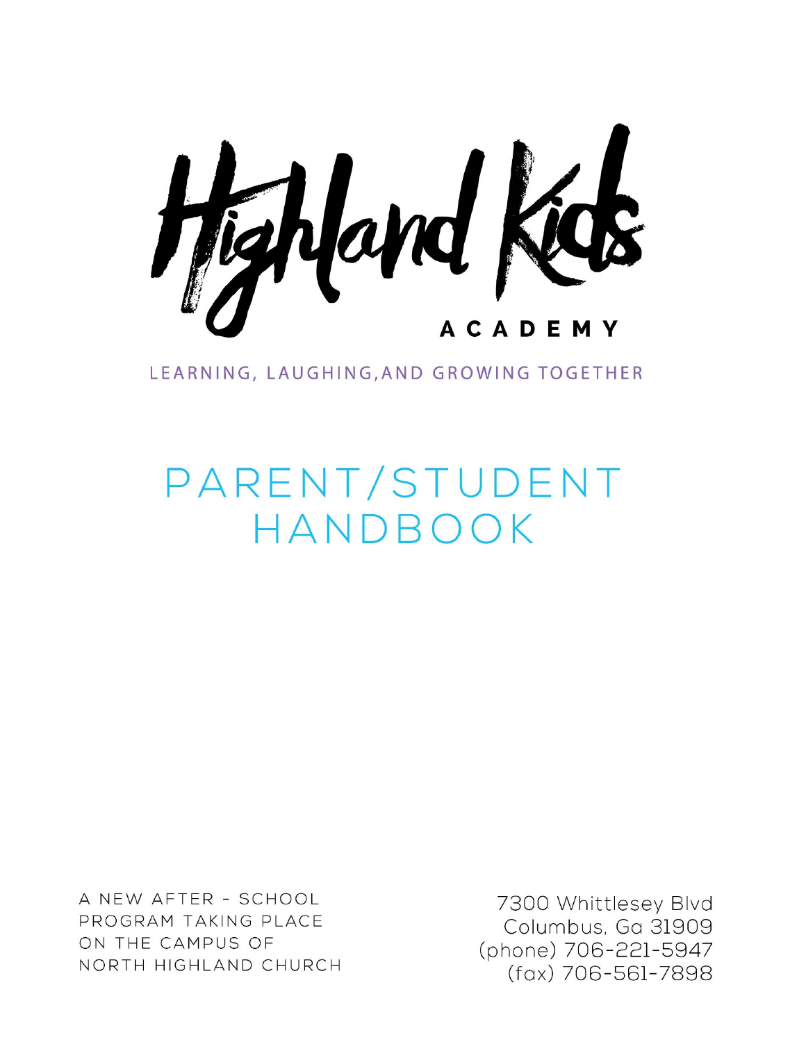# Highland Kids

## ACADEMY

LEARNING, LAUGHING, AND GROWING TOGETHER

# PARENT/STUDENT HANDBOOK

A NEW AFTER - SCHOOL PROGRAM TAKING PLACE ON THE CAMPUS OF NORTH HIGHLAND CHURCH

7300 Whittlesey Blvd
Columbus, Ga 31909
(phone) 706-221-5947
(fax) 706-561-7898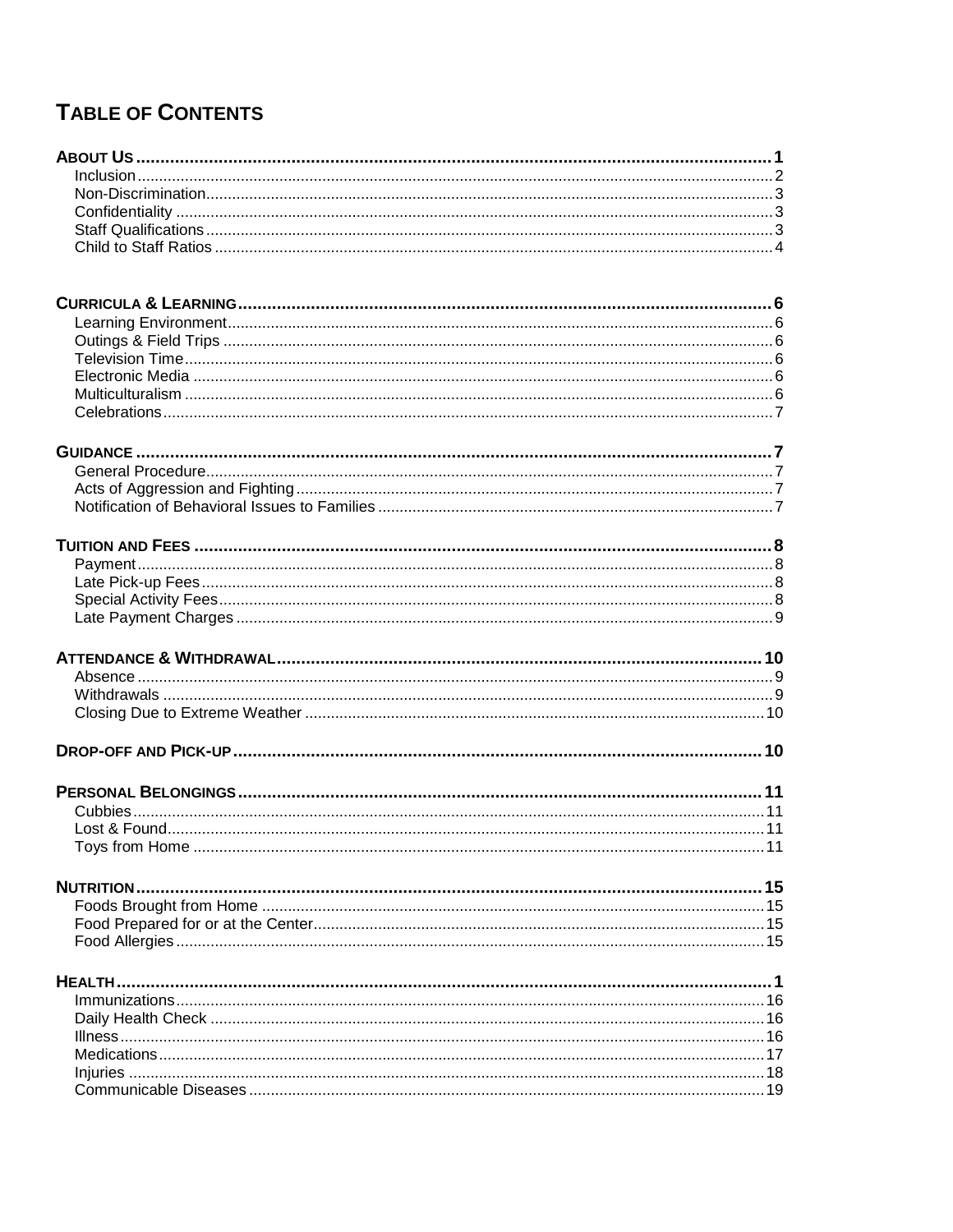# Table of Contents

**About Us** ... **1**
- Inclusion ... 2
- Non-Discrimination ... 3
- Confidentiality ... 3
- Staff Qualifications ... 3
- Child to Staff Ratios ... 4

**Curricula & Learning** ... **6**
- Learning Environment ... 6
- Outings & Field Trips ... 6
- Television Time ... 6
- Electronic Media ... 6
- Multiculturalism ... 6
- Celebrations ... 7

**Guidance** ... **7**
- General Procedure ... 7
- Acts of Aggression and Fighting ... 7
- Notification of Behavioral Issues to Families ... 7

**Tuition and Fees** ... **8**
- Payment ... 8
- Late Pick-up Fees ... 8
- Special Activity Fees ... 8
- Late Payment Charges ... 9

**Attendance & Withdrawal** ... **10**
- Absence ... 9
- Withdrawals ... 9
- Closing Due to Extreme Weather ... 10

**Drop-off and Pick-up** ... **10**

**Personal Belongings** ... **11**
- Cubbies ... 11
- Lost & Found ... 11
- Toys from Home ... 11

**Nutrition** ... **15**
- Foods Brought from Home ... 15
- Food Prepared for or at the Center ... 15
- Food Allergies ... 15

**Health** ... **1**
- Immunizations ... 16
- Daily Health Check ... 16
- Illness ... 16
- Medications ... 17
- Injuries ... 18
- Communicable Diseases ... 19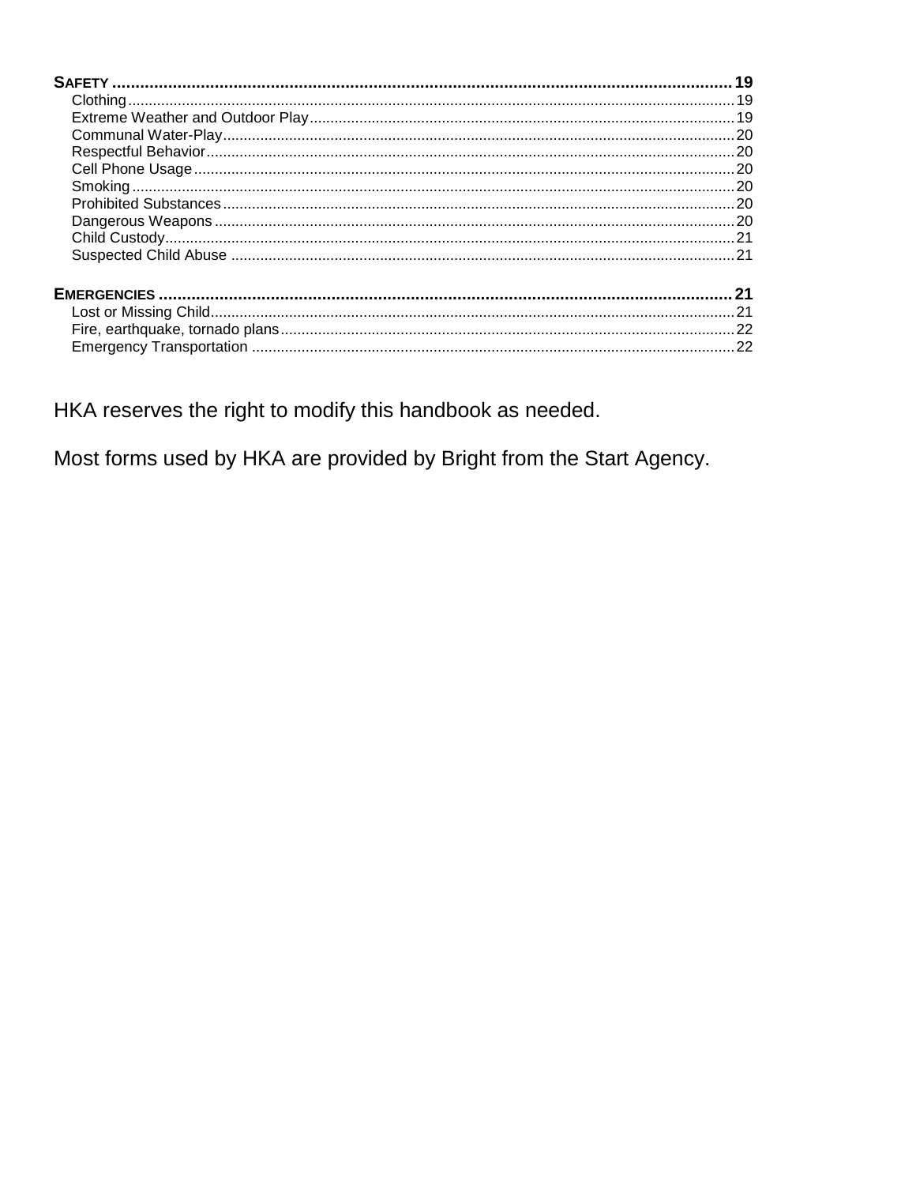**SAFETY** .......... **19**
- Clothing .......... 19
- Extreme Weather and Outdoor Play .......... 19
- Communal Water-Play .......... 20
- Respectful Behavior .......... 20
- Cell Phone Usage .......... 20
- Smoking .......... 20
- Prohibited Substances .......... 20
- Dangerous Weapons .......... 20
- Child Custody .......... 21
- Suspected Child Abuse .......... 21

**EMERGENCIES** .......... **21**
- Lost or Missing Child .......... 21
- Fire, earthquake, tornado plans .......... 22
- Emergency Transportation .......... 22

HKA reserves the right to modify this handbook as needed.

Most forms used by HKA are provided by Bright from the Start Agency.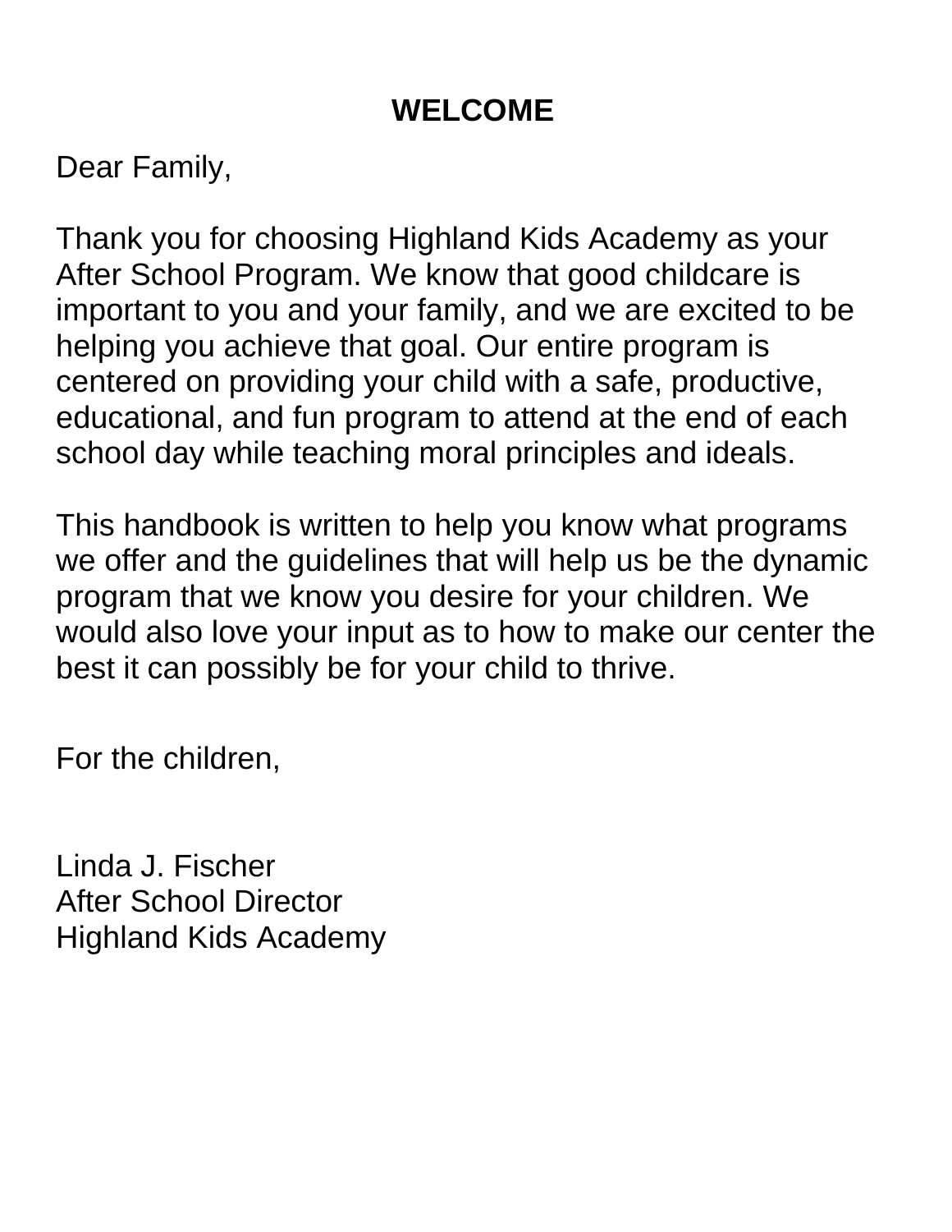# WELCOME

Dear Family,

Thank you for choosing Highland Kids Academy as your After School Program. We know that good childcare is important to you and your family, and we are excited to be helping you achieve that goal. Our entire program is centered on providing your child with a safe, productive, educational, and fun program to attend at the end of each school day while teaching moral principles and ideals.

This handbook is written to help you know what programs we offer and the guidelines that will help us be the dynamic program that we know you desire for your children. We would also love your input as to how to make our center the best it can possibly be for your child to thrive.

For the children,

Linda J. Fischer
After School Director
Highland Kids Academy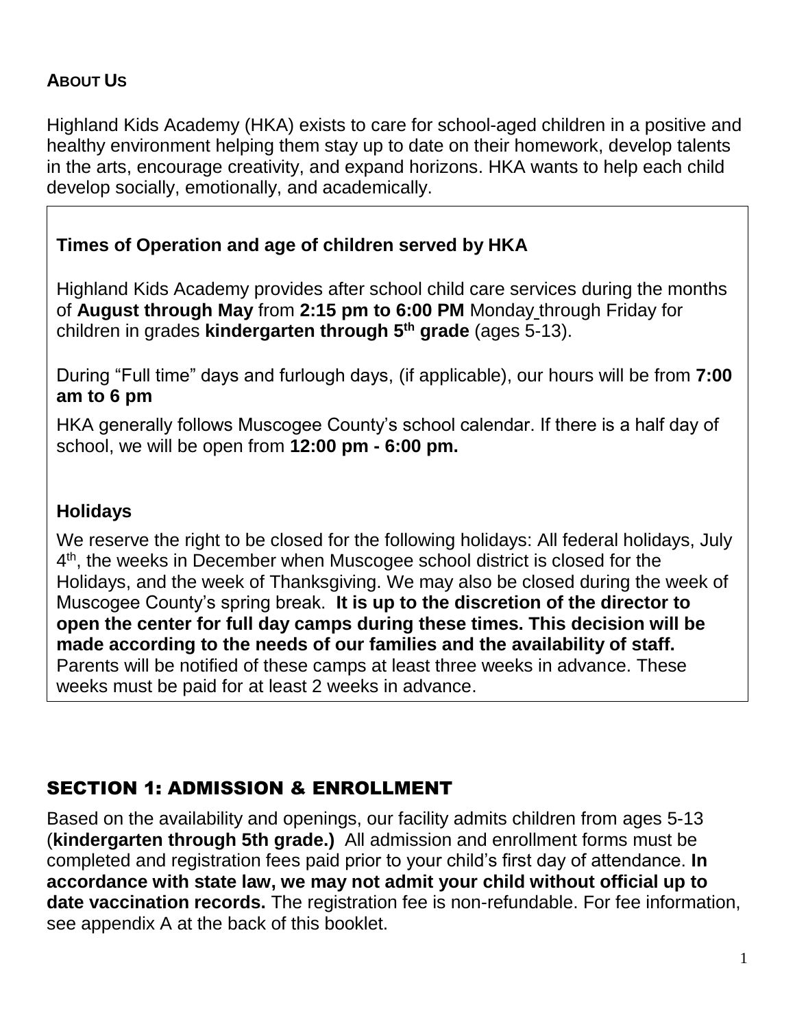## ABOUT US

Highland Kids Academy (HKA) exists to care for school-aged children in a positive and healthy environment helping them stay up to date on their homework, develop talents in the arts, encourage creativity, and expand horizons. HKA wants to help each child develop socially, emotionally, and academically.

### Times of Operation and age of children served by HKA

Highland Kids Academy provides after school child care services during the months of **August through May** from **2:15 pm to 6:00 PM** Monday through Friday for children in grades **kindergarten through 5th grade** (ages 5-13).

During "Full time" days and furlough days, (if applicable), our hours will be from **7:00 am to 6 pm**

HKA generally follows Muscogee County's school calendar. If there is a half day of school, we will be open from **12:00 pm - 6:00 pm.**

### Holidays

We reserve the right to be closed for the following holidays: All federal holidays, July 4th, the weeks in December when Muscogee school district is closed for the Holidays, and the week of Thanksgiving. We may also be closed during the week of Muscogee County's spring break. **It is up to the discretion of the director to open the center for full day camps during these times. This decision will be made according to the needs of our families and the availability of staff.** Parents will be notified of these camps at least three weeks in advance. These weeks must be paid for at least 2 weeks in advance.

## SECTION 1: ADMISSION & ENROLLMENT

Based on the availability and openings, our facility admits children from ages 5-13 (**kindergarten through 5th grade.)** All admission and enrollment forms must be completed and registration fees paid prior to your child's first day of attendance. **In accordance with state law, we may not admit your child without official up to date vaccination records.** The registration fee is non-refundable. For fee information, see appendix A at the back of this booklet.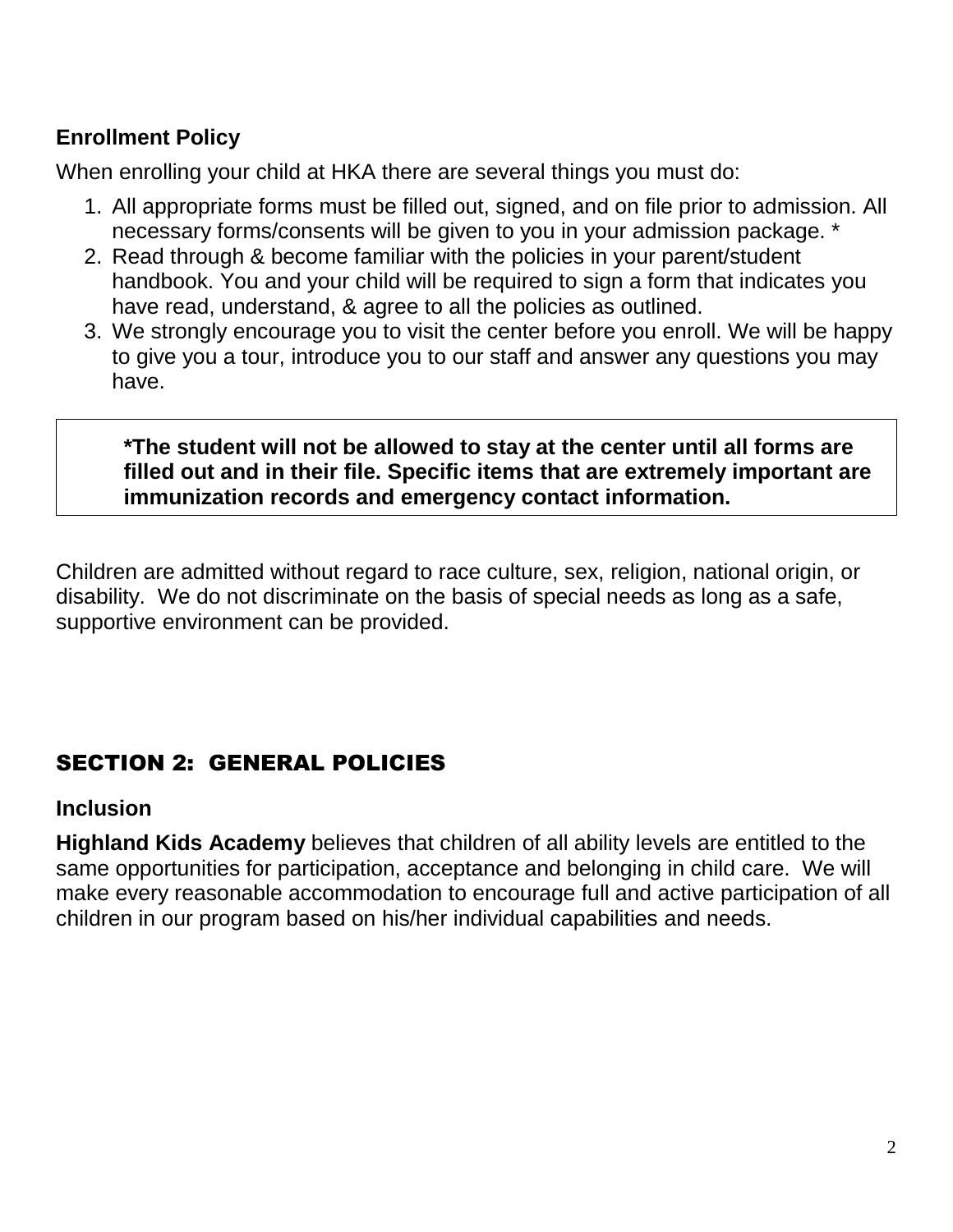### Enrollment Policy

When enrolling your child at HKA there are several things you must do:

1. All appropriate forms must be filled out, signed, and on file prior to admission. All necessary forms/consents will be given to you in your admission package. *
2. Read through & become familiar with the policies in your parent/student handbook. You and your child will be required to sign a form that indicates you have read, understand, & agree to all the policies as outlined.
3. We strongly encourage you to visit the center before you enroll. We will be happy to give you a tour, introduce you to our staff and answer any questions you may have.

> ***The student will not be allowed to stay at the center until all forms are filled out and in their file. Specific items that are extremely important are immunization records and emergency contact information.**

Children are admitted without regard to race culture, sex, religion, national origin, or disability. We do not discriminate on the basis of special needs as long as a safe, supportive environment can be provided.

## SECTION 2: GENERAL POLICIES

### Inclusion

**Highland Kids Academy** believes that children of all ability levels are entitled to the same opportunities for participation, acceptance and belonging in child care. We will make every reasonable accommodation to encourage full and active participation of all children in our program based on his/her individual capabilities and needs.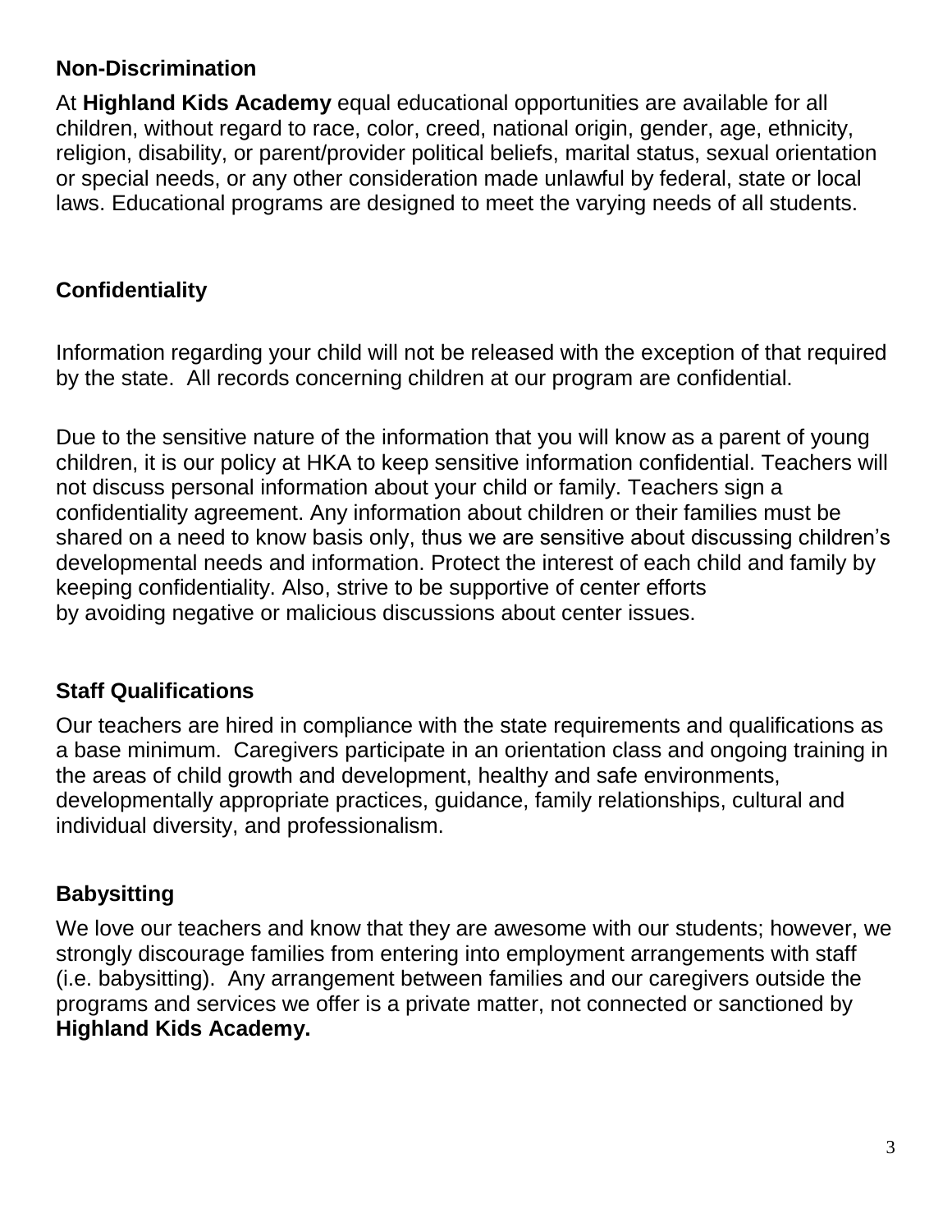## Non-Discrimination

At **Highland Kids Academy** equal educational opportunities are available for all children, without regard to race, color, creed, national origin, gender, age, ethnicity, religion, disability, or parent/provider political beliefs, marital status, sexual orientation or special needs, or any other consideration made unlawful by federal, state or local laws. Educational programs are designed to meet the varying needs of all students.

## Confidentiality

Information regarding your child will not be released with the exception of that required by the state. All records concerning children at our program are confidential.

Due to the sensitive nature of the information that you will know as a parent of young children, it is our policy at HKA to keep sensitive information confidential. Teachers will not discuss personal information about your child or family. Teachers sign a confidentiality agreement. Any information about children or their families must be shared on a need to know basis only, thus we are sensitive about discussing children's developmental needs and information. Protect the interest of each child and family by keeping confidentiality. Also, strive to be supportive of center efforts by avoiding negative or malicious discussions about center issues.

## Staff Qualifications

Our teachers are hired in compliance with the state requirements and qualifications as a base minimum. Caregivers participate in an orientation class and ongoing training in the areas of child growth and development, healthy and safe environments, developmentally appropriate practices, guidance, family relationships, cultural and individual diversity, and professionalism.

## Babysitting

We love our teachers and know that they are awesome with our students; however, we strongly discourage families from entering into employment arrangements with staff (i.e. babysitting). Any arrangement between families and our caregivers outside the programs and services we offer is a private matter, not connected or sanctioned by **Highland Kids Academy.**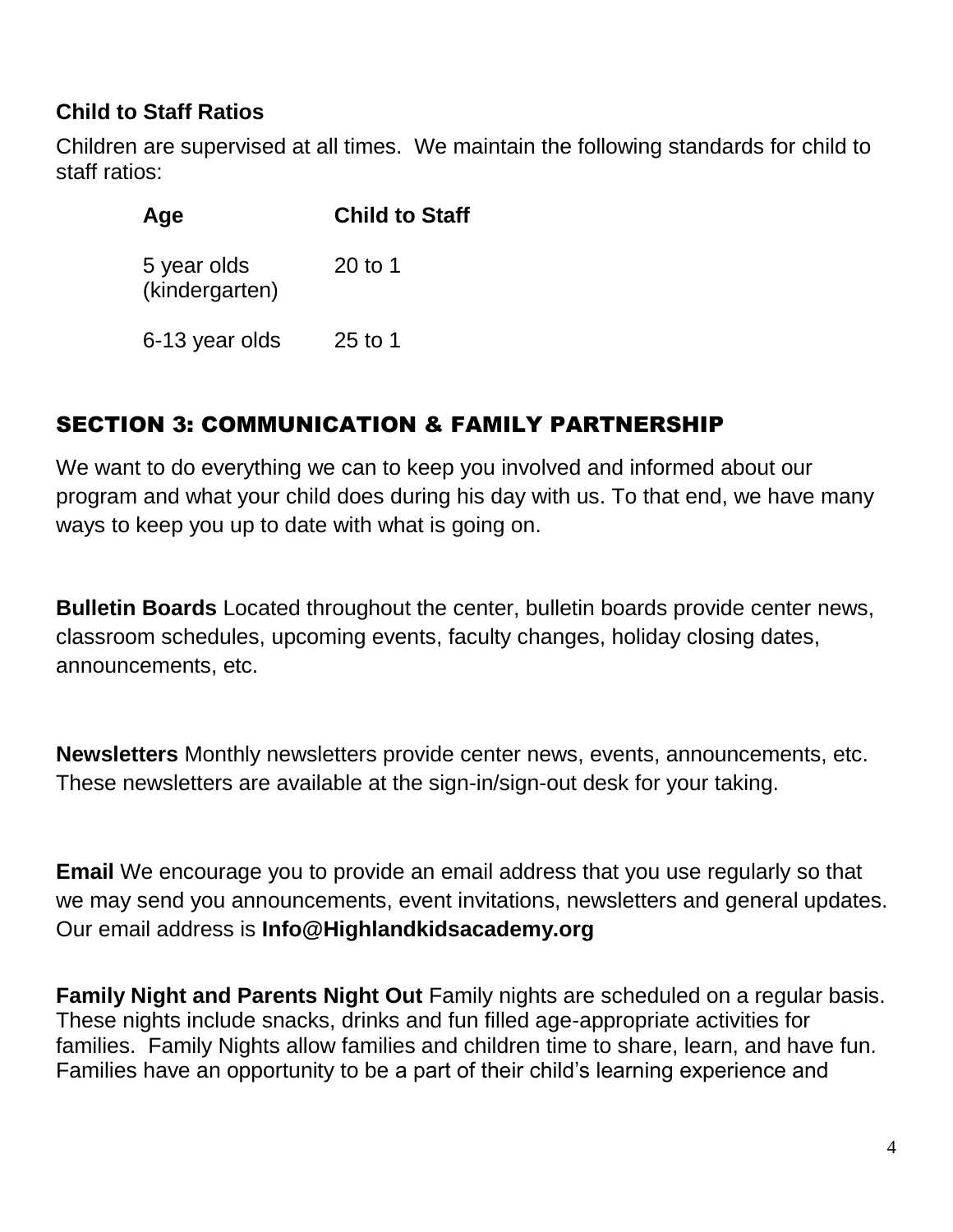### Child to Staff Ratios

Children are supervised at all times. We maintain the following standards for child to staff ratios:

| Age | Child to Staff |
|---|---|
| 5 year olds (kindergarten) | 20 to 1 |
| 6-13 year olds | 25 to 1 |

## SECTION 3: COMMUNICATION & FAMILY PARTNERSHIP

We want to do everything we can to keep you involved and informed about our program and what your child does during his day with us. To that end, we have many ways to keep you up to date with what is going on.

**Bulletin Boards** Located throughout the center, bulletin boards provide center news, classroom schedules, upcoming events, faculty changes, holiday closing dates, announcements, etc.

**Newsletters** Monthly newsletters provide center news, events, announcements, etc. These newsletters are available at the sign-in/sign-out desk for your taking.

**Email** We encourage you to provide an email address that you use regularly so that we may send you announcements, event invitations, newsletters and general updates. Our email address is **Info@Highlandkidsacademy.org**

**Family Night and Parents Night Out** Family nights are scheduled on a regular basis. These nights include snacks, drinks and fun filled age-appropriate activities for families. Family Nights allow families and children time to share, learn, and have fun. Families have an opportunity to be a part of their child's learning experience and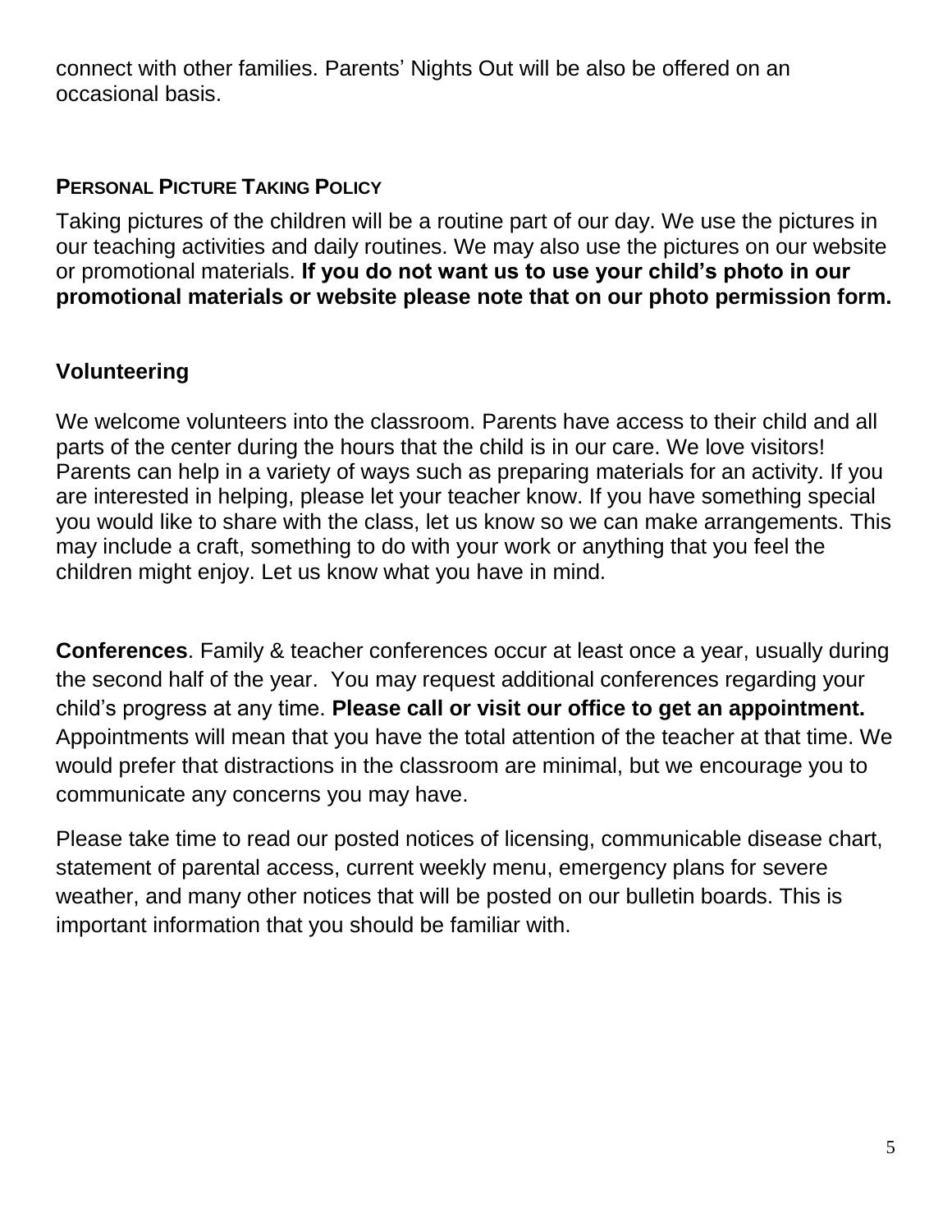connect with other families. Parents' Nights Out will be also be offered on an occasional basis.

## PERSONAL PICTURE TAKING POLICY

Taking pictures of the children will be a routine part of our day. We use the pictures in our teaching activities and daily routines. We may also use the pictures on our website or promotional materials. **If you do not want us to use your child's photo in our promotional materials or website please note that on our photo permission form.**

## Volunteering

We welcome volunteers into the classroom. Parents have access to their child and all parts of the center during the hours that the child is in our care. We love visitors! Parents can help in a variety of ways such as preparing materials for an activity. If you are interested in helping, please let your teacher know. If you have something special you would like to share with the class, let us know so we can make arrangements. This may include a craft, something to do with your work or anything that you feel the children might enjoy. Let us know what you have in mind.

**Conferences**. Family & teacher conferences occur at least once a year, usually during the second half of the year. You may request additional conferences regarding your child's progress at any time. **Please call or visit our office to get an appointment.** Appointments will mean that you have the total attention of the teacher at that time. We would prefer that distractions in the classroom are minimal, but we encourage you to communicate any concerns you may have.

Please take time to read our posted notices of licensing, communicable disease chart, statement of parental access, current weekly menu, emergency plans for severe weather, and many other notices that will be posted on our bulletin boards. This is important information that you should be familiar with.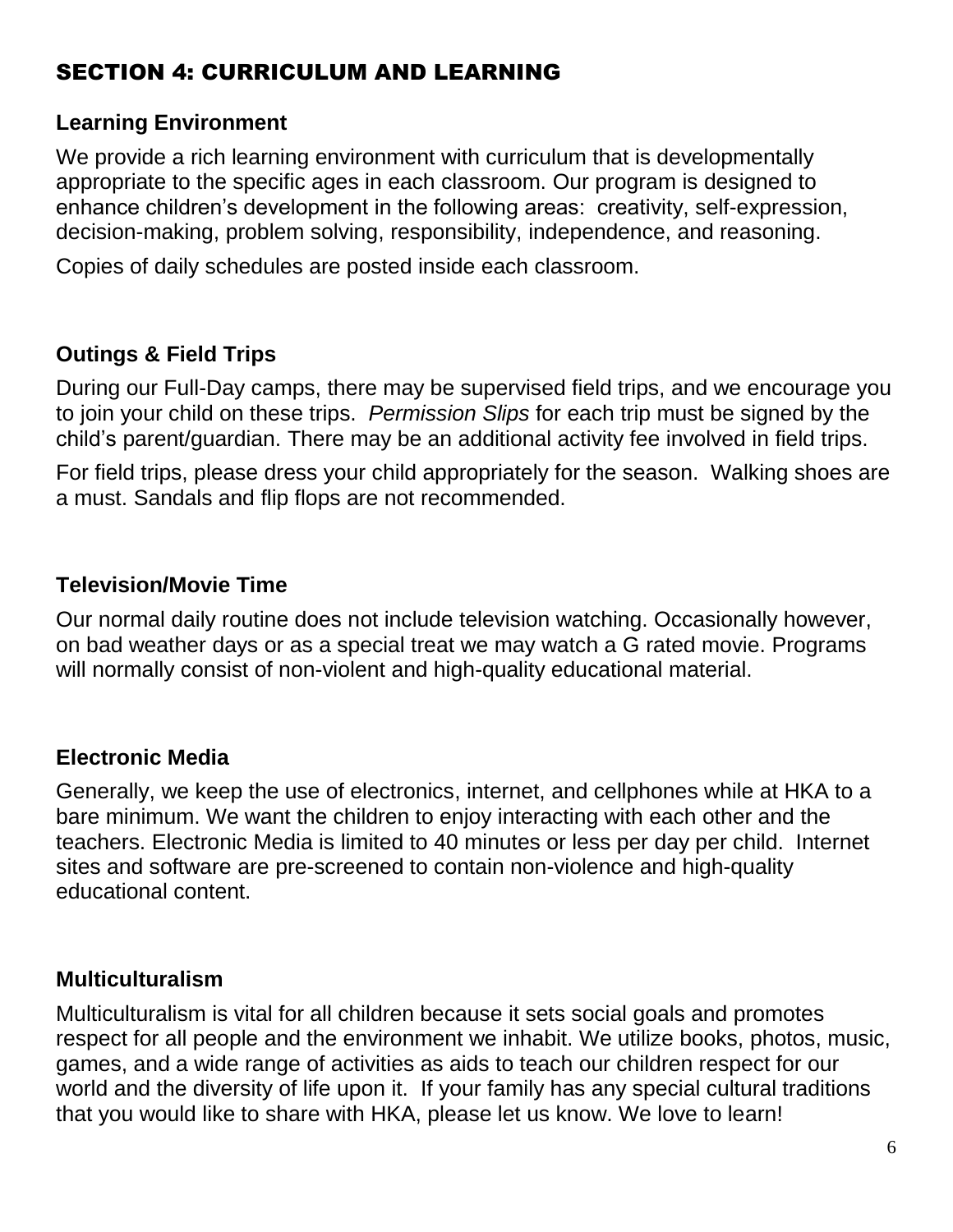## SECTION 4: CURRICULUM AND LEARNING

### Learning Environment

We provide a rich learning environment with curriculum that is developmentally appropriate to the specific ages in each classroom. Our program is designed to enhance children's development in the following areas:  creativity, self-expression, decision-making, problem solving, responsibility, independence, and reasoning.

Copies of daily schedules are posted inside each classroom.

### Outings & Field Trips

During our Full-Day camps, there may be supervised field trips, and we encourage you to join your child on these trips.  *Permission Slips* for each trip must be signed by the child's parent/guardian. There may be an additional activity fee involved in field trips.

For field trips, please dress your child appropriately for the season.  Walking shoes are a must. Sandals and flip flops are not recommended.

### Television/Movie Time

Our normal daily routine does not include television watching. Occasionally however, on bad weather days or as a special treat we may watch a G rated movie. Programs will normally consist of non-violent and high-quality educational material.

### Electronic Media

Generally, we keep the use of electronics, internet, and cellphones while at HKA to a bare minimum. We want the children to enjoy interacting with each other and the teachers. Electronic Media is limited to 40 minutes or less per day per child.  Internet sites and software are pre-screened to contain non-violence and high-quality educational content.

### Multiculturalism

Multiculturalism is vital for all children because it sets social goals and promotes respect for all people and the environment we inhabit. We utilize books, photos, music, games, and a wide range of activities as aids to teach our children respect for our world and the diversity of life upon it.  If your family has any special cultural traditions that you would like to share with HKA, please let us know. We love to learn!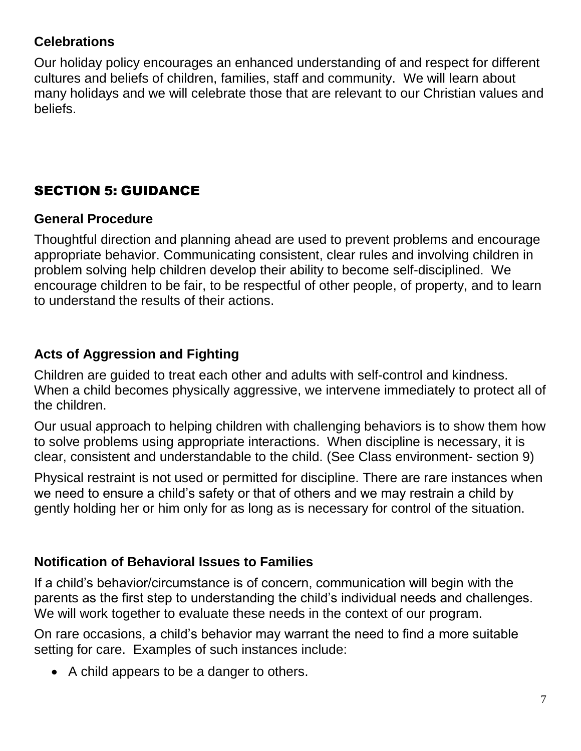### Celebrations

Our holiday policy encourages an enhanced understanding of and respect for different cultures and beliefs of children, families, staff and community. We will learn about many holidays and we will celebrate those that are relevant to our Christian values and beliefs.

## SECTION 5: GUIDANCE

### General Procedure

Thoughtful direction and planning ahead are used to prevent problems and encourage appropriate behavior. Communicating consistent, clear rules and involving children in problem solving help children develop their ability to become self-disciplined. We encourage children to be fair, to be respectful of other people, of property, and to learn to understand the results of their actions.

### Acts of Aggression and Fighting

Children are guided to treat each other and adults with self-control and kindness. When a child becomes physically aggressive, we intervene immediately to protect all of the children.

Our usual approach to helping children with challenging behaviors is to show them how to solve problems using appropriate interactions. When discipline is necessary, it is clear, consistent and understandable to the child. (See Class environment- section 9)

Physical restraint is not used or permitted for discipline. There are rare instances when we need to ensure a child's safety or that of others and we may restrain a child by gently holding her or him only for as long as is necessary for control of the situation.

### Notification of Behavioral Issues to Families

If a child's behavior/circumstance is of concern, communication will begin with the parents as the first step to understanding the child's individual needs and challenges. We will work together to evaluate these needs in the context of our program.

On rare occasions, a child's behavior may warrant the need to find a more suitable setting for care. Examples of such instances include:

- A child appears to be a danger to others.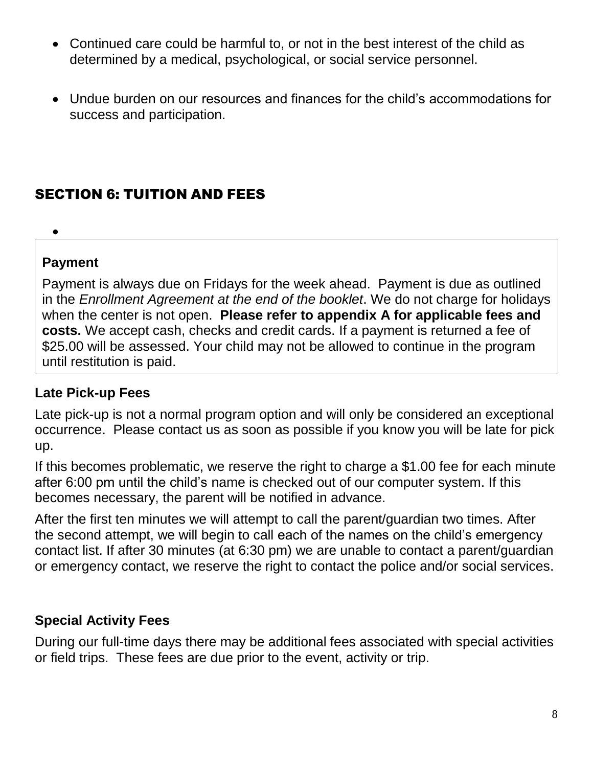- Continued care could be harmful to, or not in the best interest of the child as determined by a medical, psychological, or social service personnel.
- Undue burden on our resources and finances for the child's accommodations for success and participation.

## SECTION 6: TUITION AND FEES

### Payment

Payment is always due on Fridays for the week ahead. Payment is due as outlined in the *Enrollment Agreement at the end of the booklet*. We do not charge for holidays when the center is not open. **Please refer to appendix A for applicable fees and costs.** We accept cash, checks and credit cards. If a payment is returned a fee of $25.00 will be assessed. Your child may not be allowed to continue in the program until restitution is paid.

### Late Pick-up Fees

Late pick-up is not a normal program option and will only be considered an exceptional occurrence. Please contact us as soon as possible if you know you will be late for pick up.

If this becomes problematic, we reserve the right to charge a $1.00 fee for each minute after 6:00 pm until the child's name is checked out of our computer system. If this becomes necessary, the parent will be notified in advance.

After the first ten minutes we will attempt to call the parent/guardian two times. After the second attempt, we will begin to call each of the names on the child's emergency contact list. If after 30 minutes (at 6:30 pm) we are unable to contact a parent/guardian or emergency contact, we reserve the right to contact the police and/or social services.

### Special Activity Fees

During our full-time days there may be additional fees associated with special activities or field trips. These fees are due prior to the event, activity or trip.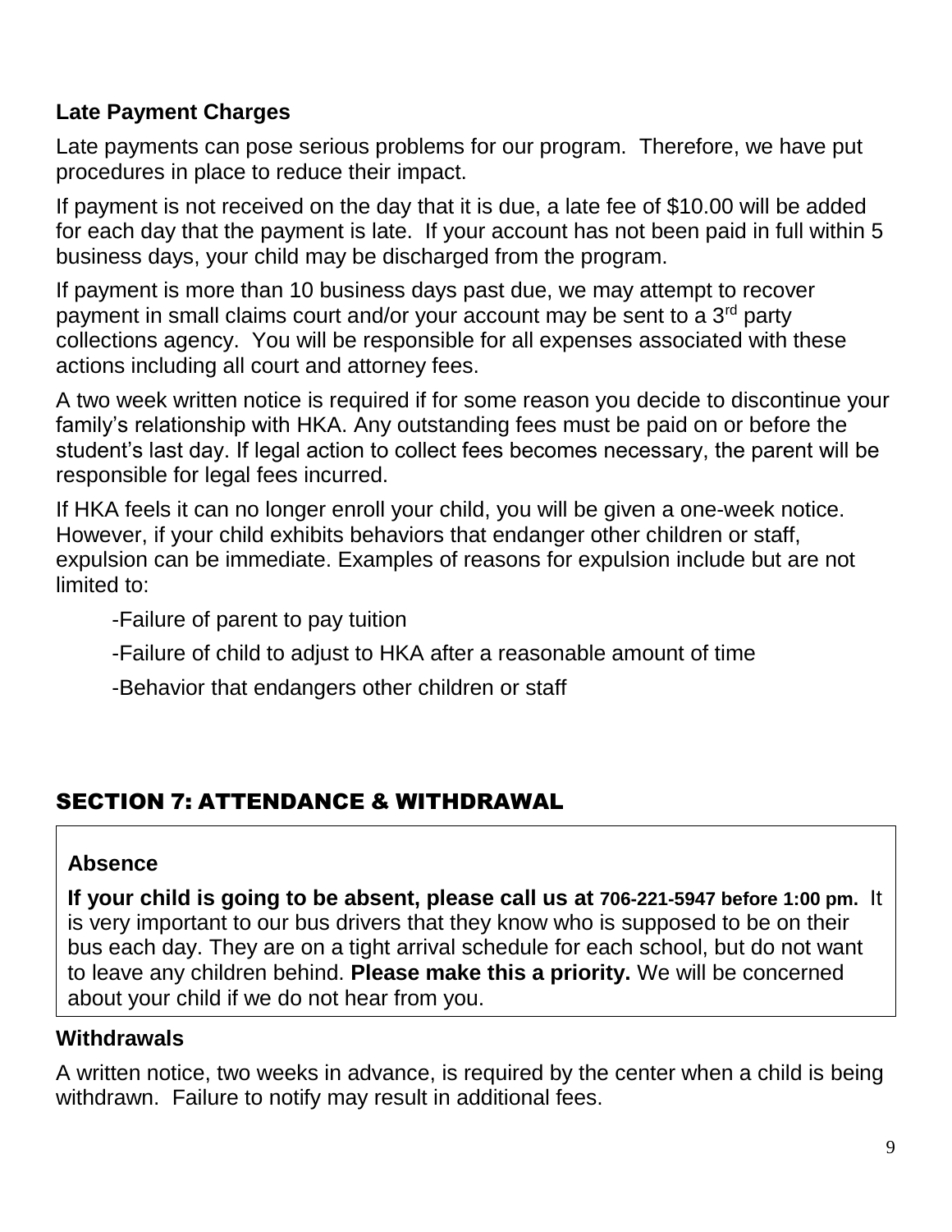### Late Payment Charges

Late payments can pose serious problems for our program. Therefore, we have put procedures in place to reduce their impact.

If payment is not received on the day that it is due, a late fee of $10.00 will be added for each day that the payment is late. If your account has not been paid in full within 5 business days, your child may be discharged from the program.

If payment is more than 10 business days past due, we may attempt to recover payment in small claims court and/or your account may be sent to a 3rd party collections agency. You will be responsible for all expenses associated with these actions including all court and attorney fees.

A two week written notice is required if for some reason you decide to discontinue your family's relationship with HKA. Any outstanding fees must be paid on or before the student's last day. If legal action to collect fees becomes necessary, the parent will be responsible for legal fees incurred.

If HKA feels it can no longer enroll your child, you will be given a one-week notice. However, if your child exhibits behaviors that endanger other children or staff, expulsion can be immediate. Examples of reasons for expulsion include but are not limited to:

- Failure of parent to pay tuition
- Failure of child to adjust to HKA after a reasonable amount of time
- Behavior that endangers other children or staff

## SECTION 7: ATTENDANCE & WITHDRAWAL

### Absence

**If your child is going to be absent, please call us at 706-221-5947 before 1:00 pm.** It is very important to our bus drivers that they know who is supposed to be on their bus each day. They are on a tight arrival schedule for each school, but do not want to leave any children behind. **Please make this a priority.** We will be concerned about your child if we do not hear from you.

### Withdrawals

A written notice, two weeks in advance, is required by the center when a child is being withdrawn. Failure to notify may result in additional fees.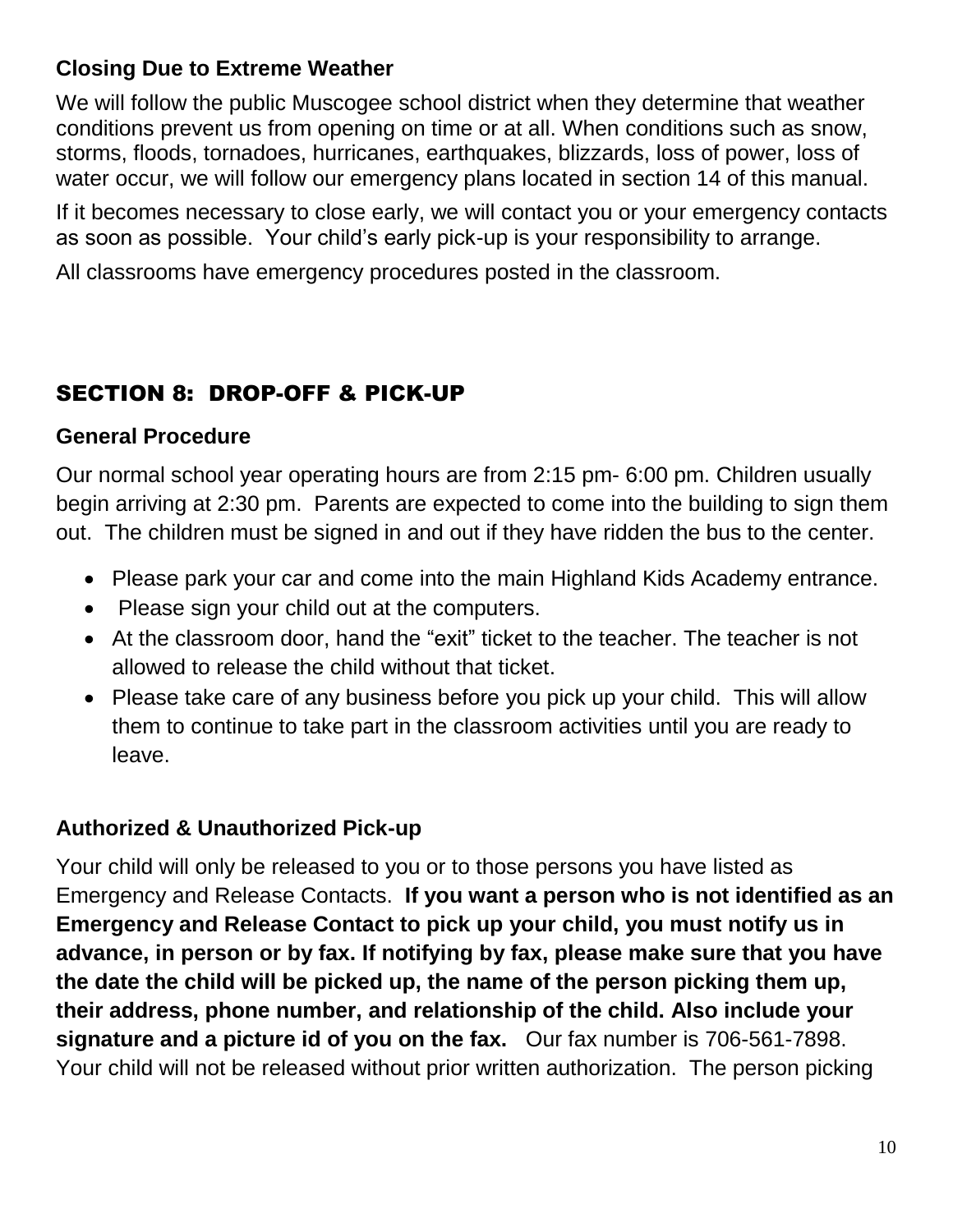### Closing Due to Extreme Weather

We will follow the public Muscogee school district when they determine that weather conditions prevent us from opening on time or at all. When conditions such as snow, storms, floods, tornadoes, hurricanes, earthquakes, blizzards, loss of power, loss of water occur, we will follow our emergency plans located in section 14 of this manual.

If it becomes necessary to close early, we will contact you or your emergency contacts as soon as possible. Your child's early pick-up is your responsibility to arrange.

All classrooms have emergency procedures posted in the classroom.

## SECTION 8: DROP-OFF & PICK-UP

### General Procedure

Our normal school year operating hours are from 2:15 pm- 6:00 pm. Children usually begin arriving at 2:30 pm. Parents are expected to come into the building to sign them out. The children must be signed in and out if they have ridden the bus to the center.

- Please park your car and come into the main Highland Kids Academy entrance.
- Please sign your child out at the computers.
- At the classroom door, hand the "exit" ticket to the teacher. The teacher is not allowed to release the child without that ticket.
- Please take care of any business before you pick up your child. This will allow them to continue to take part in the classroom activities until you are ready to leave.

### Authorized & Unauthorized Pick-up

Your child will only be released to you or to those persons you have listed as Emergency and Release Contacts. **If you want a person who is not identified as an Emergency and Release Contact to pick up your child, you must notify us in advance, in person or by fax. If notifying by fax, please make sure that you have the date the child will be picked up, the name of the person picking them up, their address, phone number, and relationship of the child. Also include your signature and a picture id of you on the fax.** Our fax number is 706-561-7898. Your child will not be released without prior written authorization. The person picking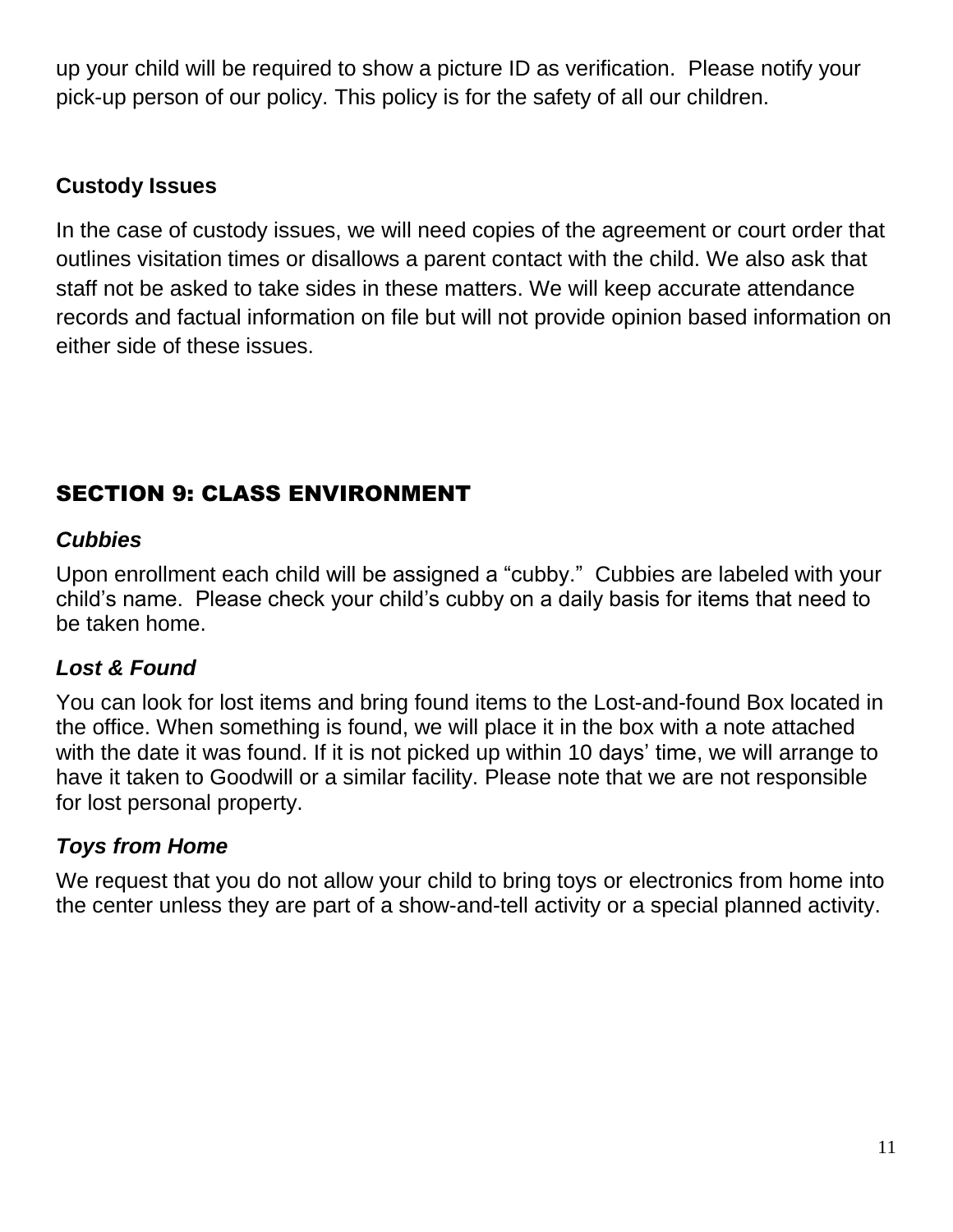up your child will be required to show a picture ID as verification. Please notify your pick-up person of our policy. This policy is for the safety of all our children.

**Custody Issues**

In the case of custody issues, we will need copies of the agreement or court order that outlines visitation times or disallows a parent contact with the child. We also ask that staff not be asked to take sides in these matters. We will keep accurate attendance records and factual information on file but will not provide opinion based information on either side of these issues.

## SECTION 9: CLASS ENVIRONMENT

### *Cubbies*

Upon enrollment each child will be assigned a "cubby." Cubbies are labeled with your child's name. Please check your child's cubby on a daily basis for items that need to be taken home.

### *Lost & Found*

You can look for lost items and bring found items to the Lost-and-found Box located in the office. When something is found, we will place it in the box with a note attached with the date it was found. If it is not picked up within 10 days' time, we will arrange to have it taken to Goodwill or a similar facility. Please note that we are not responsible for lost personal property.

### *Toys from Home*

We request that you do not allow your child to bring toys or electronics from home into the center unless they are part of a show-and-tell activity or a special planned activity.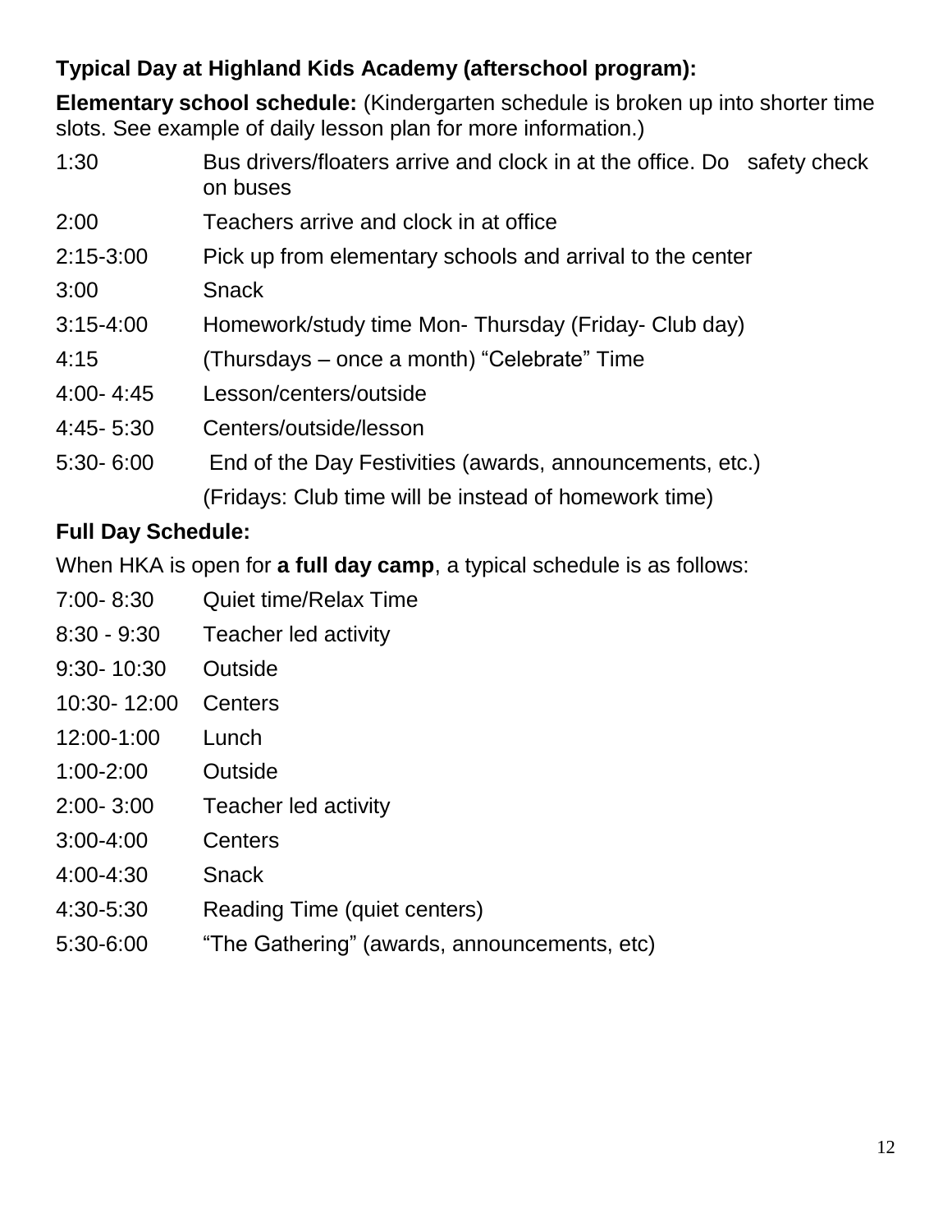**Typical Day at Highland Kids Academy (afterschool program):**

**Elementary school schedule:** (Kindergarten schedule is broken up into shorter time slots. See example of daily lesson plan for more information.)

| | |
|---|---|
| 1:30 | Bus drivers/floaters arrive and clock in at the office. Do safety check on buses |
| 2:00 | Teachers arrive and clock in at office |
| 2:15-3:00 | Pick up from elementary schools and arrival to the center |
| 3:00 | Snack |
| 3:15-4:00 | Homework/study time Mon- Thursday (Friday- Club day) |
| 4:15 | (Thursdays – once a month) “Celebrate” Time |
| 4:00- 4:45 | Lesson/centers/outside |
| 4:45- 5:30 | Centers/outside/lesson |
| 5:30- 6:00 | End of the Day Festivities (awards, announcements, etc.) |
| | (Fridays: Club time will be instead of homework time) |

**Full Day Schedule:**

When HKA is open for **a full day camp**, a typical schedule is as follows:

| | |
|---|---|
| 7:00- 8:30 | Quiet time/Relax Time |
| 8:30 - 9:30 | Teacher led activity |
| 9:30- 10:30 | Outside |
| 10:30- 12:00 | Centers |
| 12:00-1:00 | Lunch |
| 1:00-2:00 | Outside |
| 2:00- 3:00 | Teacher led activity |
| 3:00-4:00 | Centers |
| 4:00-4:30 | Snack |
| 4:30-5:30 | Reading Time (quiet centers) |
| 5:30-6:00 | “The Gathering” (awards, announcements, etc) |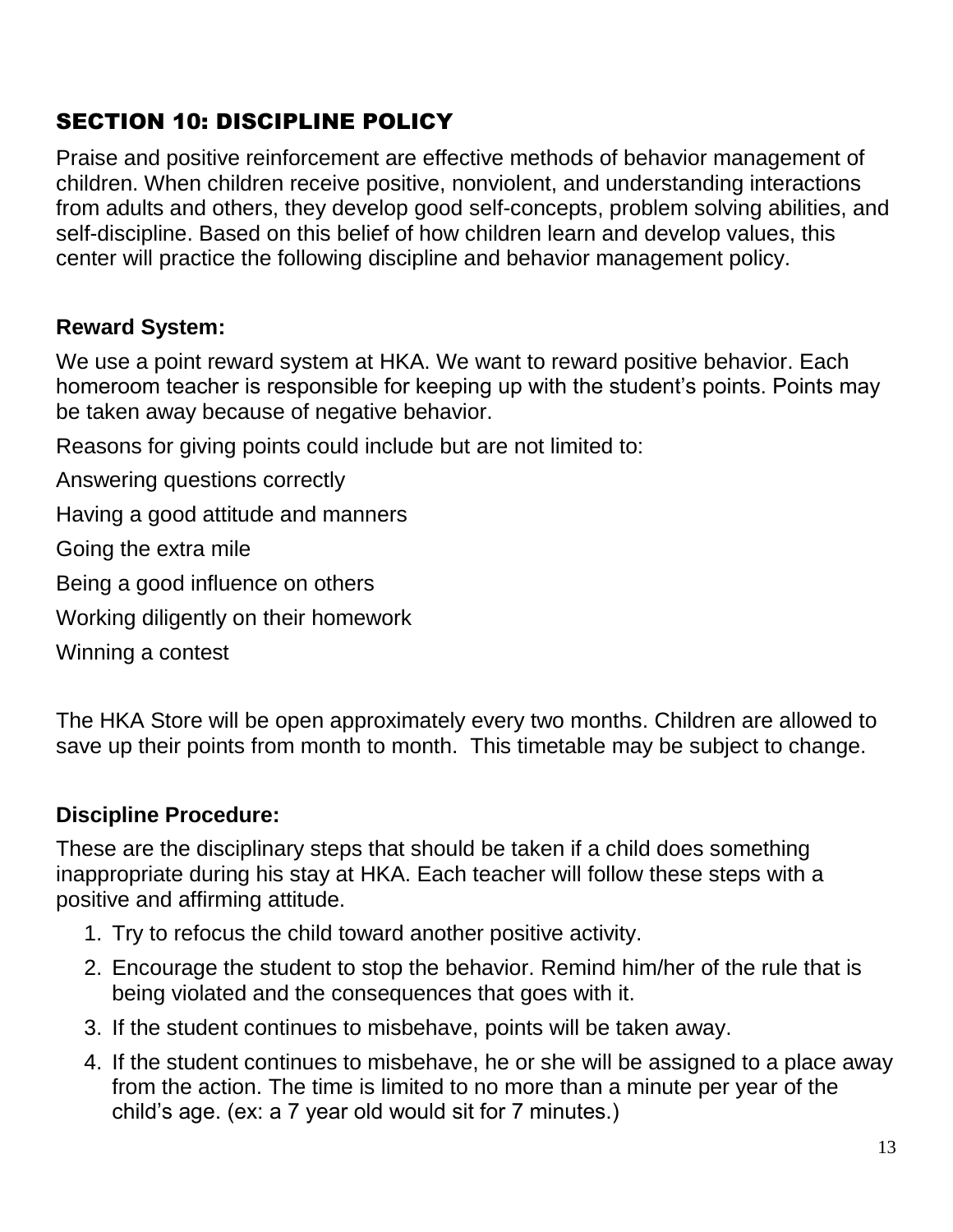## SECTION 10: DISCIPLINE POLICY

Praise and positive reinforcement are effective methods of behavior management of children. When children receive positive, nonviolent, and understanding interactions from adults and others, they develop good self-concepts, problem solving abilities, and self-discipline. Based on this belief of how children learn and develop values, this center will practice the following discipline and behavior management policy.

**Reward System:**

We use a point reward system at HKA. We want to reward positive behavior. Each homeroom teacher is responsible for keeping up with the student's points. Points may be taken away because of negative behavior.

Reasons for giving points could include but are not limited to:

Answering questions correctly

Having a good attitude and manners

Going the extra mile

Being a good influence on others

Working diligently on their homework

Winning a contest

The HKA Store will be open approximately every two months. Children are allowed to save up their points from month to month. This timetable may be subject to change.

**Discipline Procedure:**

These are the disciplinary steps that should be taken if a child does something inappropriate during his stay at HKA. Each teacher will follow these steps with a positive and affirming attitude.

1. Try to refocus the child toward another positive activity.
2. Encourage the student to stop the behavior. Remind him/her of the rule that is being violated and the consequences that goes with it.
3. If the student continues to misbehave, points will be taken away.
4. If the student continues to misbehave, he or she will be assigned to a place away from the action. The time is limited to no more than a minute per year of the child's age. (ex: a 7 year old would sit for 7 minutes.)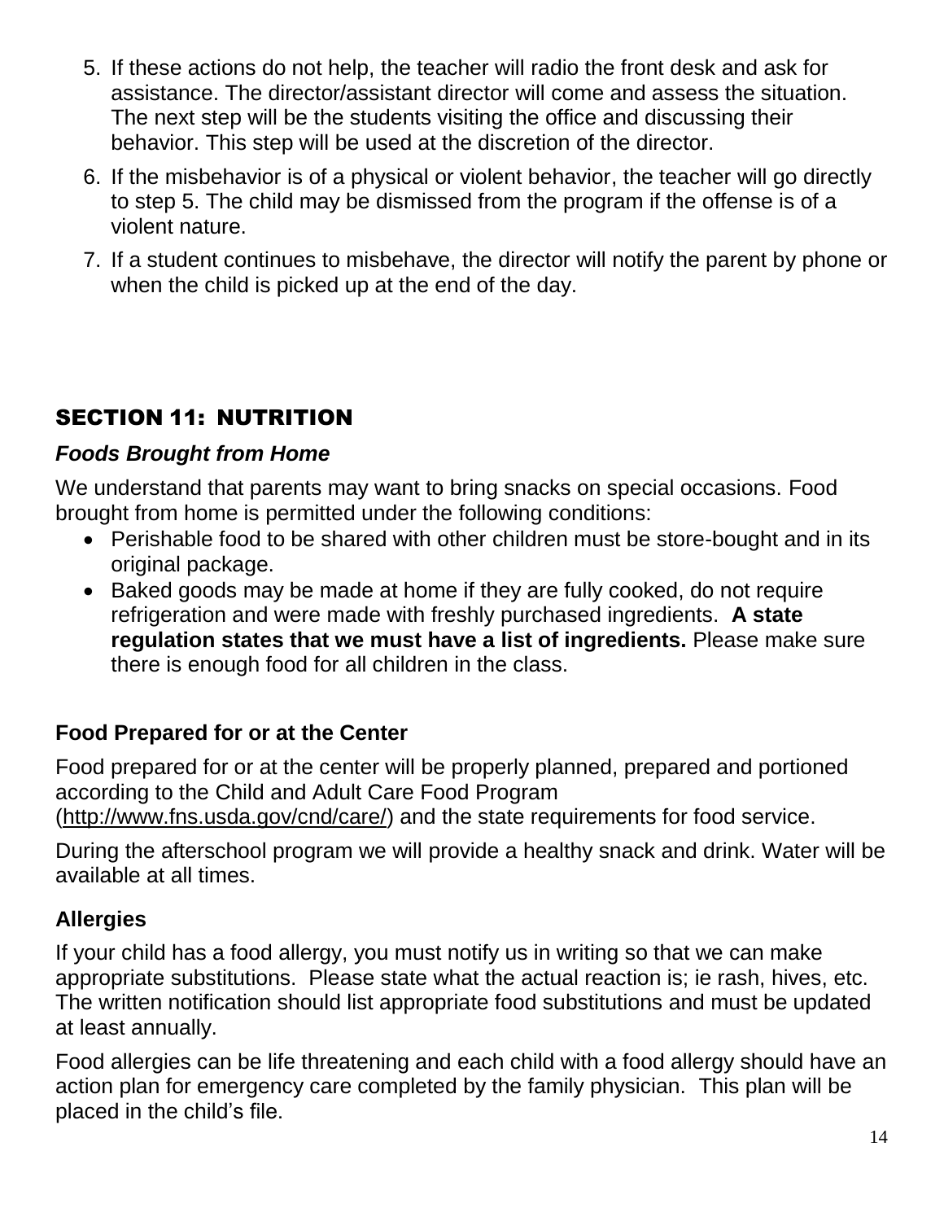5. If these actions do not help, the teacher will radio the front desk and ask for assistance. The director/assistant director will come and assess the situation. The next step will be the students visiting the office and discussing their behavior. This step will be used at the discretion of the director.
6. If the misbehavior is of a physical or violent behavior, the teacher will go directly to step 5. The child may be dismissed from the program if the offense is of a violent nature.
7. If a student continues to misbehave, the director will notify the parent by phone or when the child is picked up at the end of the day.

## SECTION 11: NUTRITION

### *Foods Brought from Home*

We understand that parents may want to bring snacks on special occasions. Food brought from home is permitted under the following conditions:

- Perishable food to be shared with other children must be store-bought and in its original package.
- Baked goods may be made at home if they are fully cooked, do not require refrigeration and were made with freshly purchased ingredients. **A state regulation states that we must have a list of ingredients.** Please make sure there is enough food for all children in the class.

### Food Prepared for or at the Center

Food prepared for or at the center will be properly planned, prepared and portioned according to the Child and Adult Care Food Program (http://www.fns.usda.gov/cnd/care/) and the state requirements for food service.

During the afterschool program we will provide a healthy snack and drink. Water will be available at all times.

### Allergies

If your child has a food allergy, you must notify us in writing so that we can make appropriate substitutions. Please state what the actual reaction is; ie rash, hives, etc. The written notification should list appropriate food substitutions and must be updated at least annually.

Food allergies can be life threatening and each child with a food allergy should have an action plan for emergency care completed by the family physician. This plan will be placed in the child's file.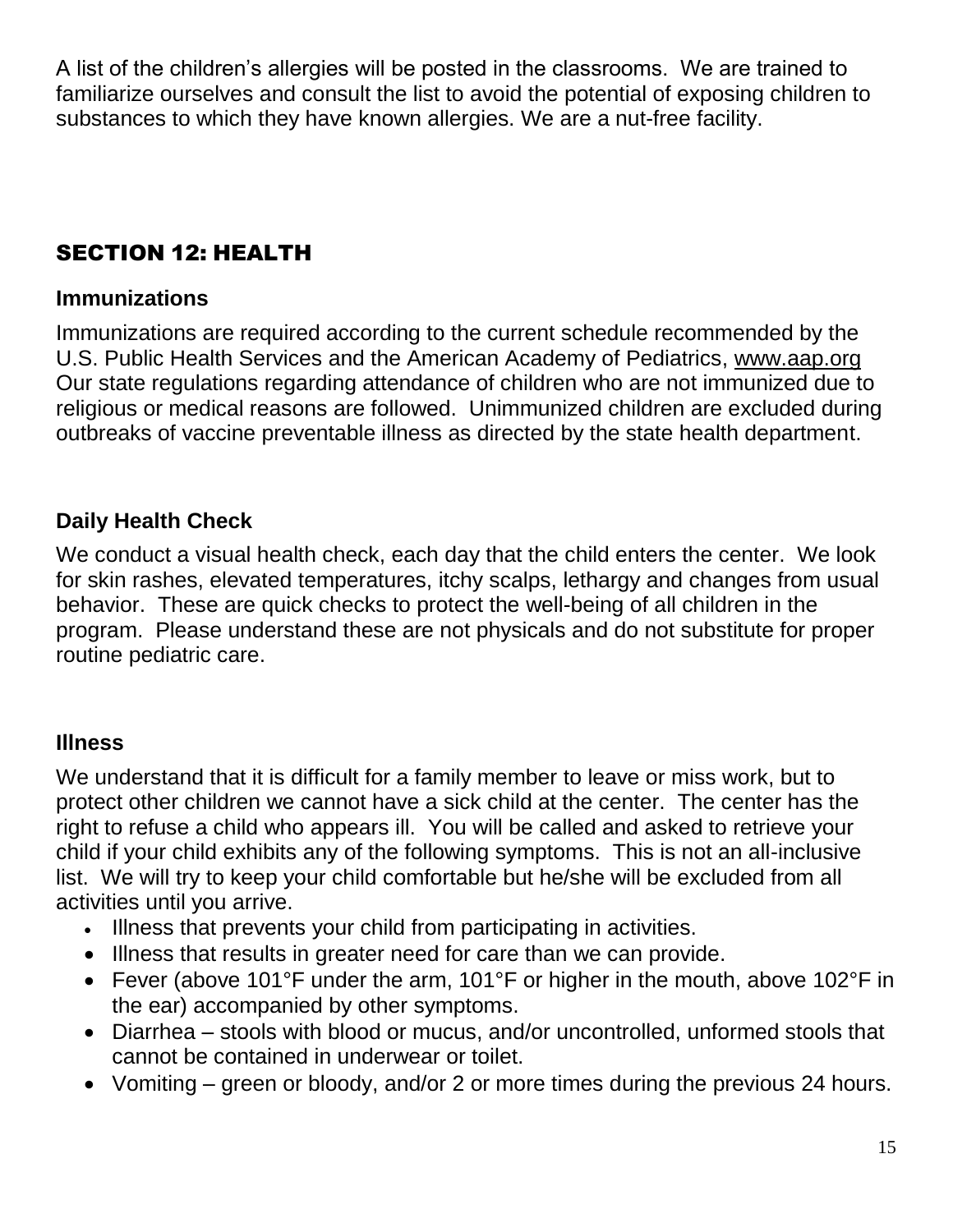A list of the children's allergies will be posted in the classrooms. We are trained to familiarize ourselves and consult the list to avoid the potential of exposing children to substances to which they have known allergies. We are a nut-free facility.

## SECTION 12: HEALTH

### Immunizations

Immunizations are required according to the current schedule recommended by the U.S. Public Health Services and the American Academy of Pediatrics, www.aap.org Our state regulations regarding attendance of children who are not immunized due to religious or medical reasons are followed. Unimmunized children are excluded during outbreaks of vaccine preventable illness as directed by the state health department.

### Daily Health Check

We conduct a visual health check, each day that the child enters the center. We look for skin rashes, elevated temperatures, itchy scalps, lethargy and changes from usual behavior. These are quick checks to protect the well-being of all children in the program. Please understand these are not physicals and do not substitute for proper routine pediatric care.

### Illness

We understand that it is difficult for a family member to leave or miss work, but to protect other children we cannot have a sick child at the center. The center has the right to refuse a child who appears ill. You will be called and asked to retrieve your child if your child exhibits any of the following symptoms. This is not an all-inclusive list. We will try to keep your child comfortable but he/she will be excluded from all activities until you arrive.

- Illness that prevents your child from participating in activities.
- Illness that results in greater need for care than we can provide.
- Fever (above 101°F under the arm, 101°F or higher in the mouth, above 102°F in the ear) accompanied by other symptoms.
- Diarrhea – stools with blood or mucus, and/or uncontrolled, unformed stools that cannot be contained in underwear or toilet.
- Vomiting – green or bloody, and/or 2 or more times during the previous 24 hours.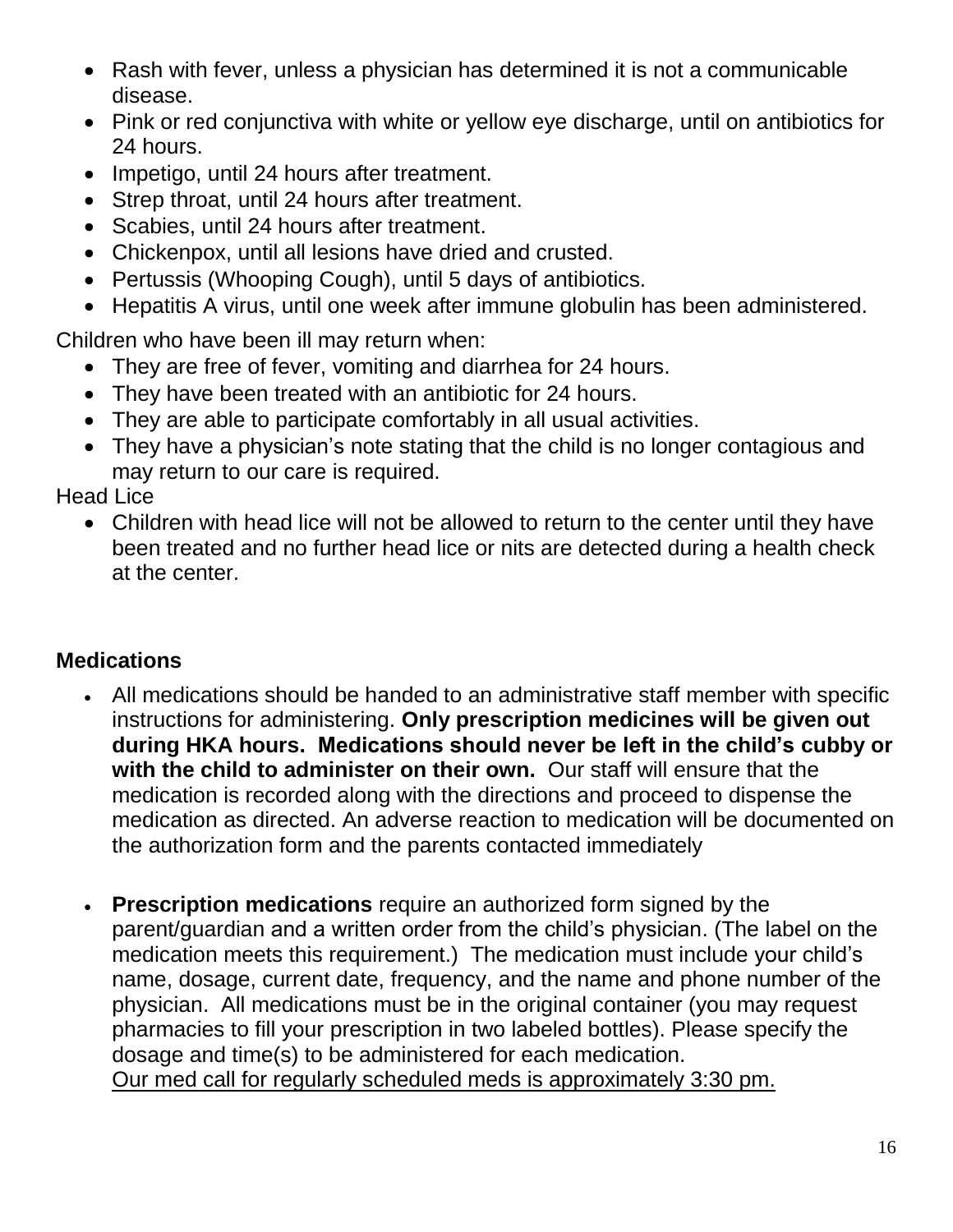- Rash with fever, unless a physician has determined it is not a communicable disease.
- Pink or red conjunctiva with white or yellow eye discharge, until on antibiotics for 24 hours.
- Impetigo, until 24 hours after treatment.
- Strep throat, until 24 hours after treatment.
- Scabies, until 24 hours after treatment.
- Chickenpox, until all lesions have dried and crusted.
- Pertussis (Whooping Cough), until 5 days of antibiotics.
- Hepatitis A virus, until one week after immune globulin has been administered.

Children who have been ill may return when:

- They are free of fever, vomiting and diarrhea for 24 hours.
- They have been treated with an antibiotic for 24 hours.
- They are able to participate comfortably in all usual activities.
- They have a physician's note stating that the child is no longer contagious and may return to our care is required.

Head Lice

- Children with head lice will not be allowed to return to the center until they have been treated and no further head lice or nits are detected during a health check at the center.

## Medications

- All medications should be handed to an administrative staff member with specific instructions for administering. **Only prescription medicines will be given out during HKA hours. Medications should never be left in the child's cubby or with the child to administer on their own.** Our staff will ensure that the medication is recorded along with the directions and proceed to dispense the medication as directed. An adverse reaction to medication will be documented on the authorization form and the parents contacted immediately

- **Prescription medications** require an authorized form signed by the parent/guardian and a written order from the child's physician. (The label on the medication meets this requirement.) The medication must include your child's name, dosage, current date, frequency, and the name and phone number of the physician. All medications must be in the original container (you may request pharmacies to fill your prescription in two labeled bottles). Please specify the dosage and time(s) to be administered for each medication.
  Our med call for regularly scheduled meds is approximately 3:30 pm.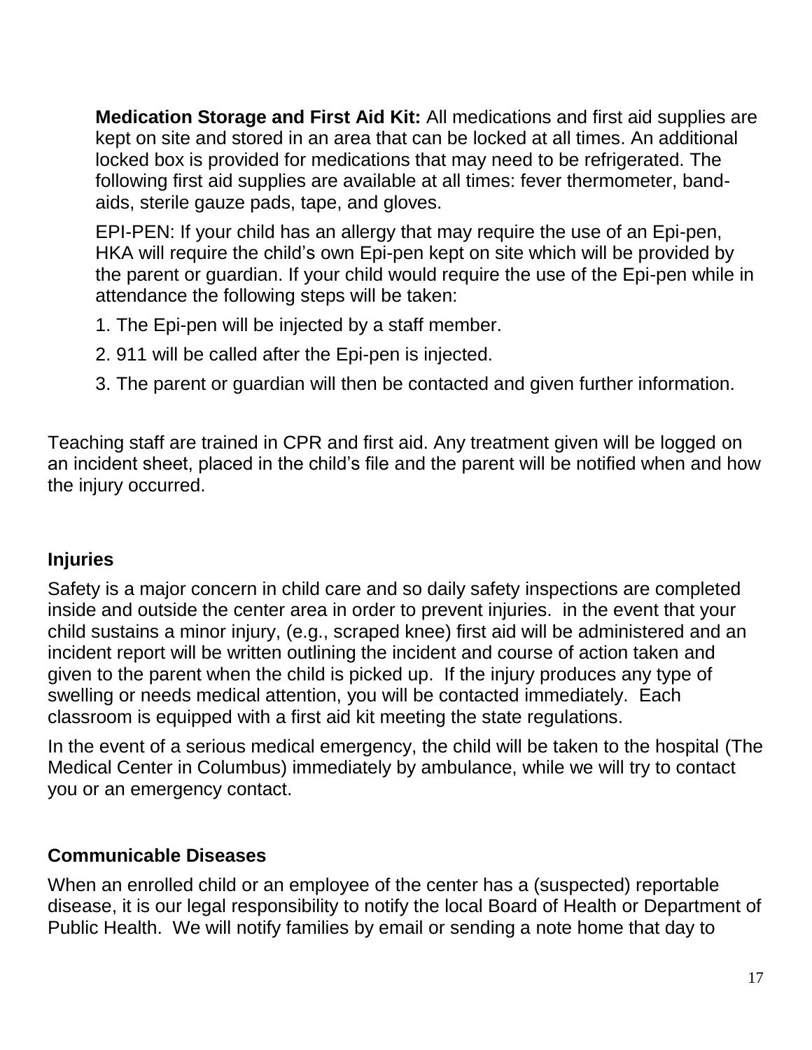**Medication Storage and First Aid Kit:** All medications and first aid supplies are kept on site and stored in an area that can be locked at all times. An additional locked box is provided for medications that may need to be refrigerated. The following first aid supplies are available at all times: fever thermometer, band-aids, sterile gauze pads, tape, and gloves.

EPI-PEN: If your child has an allergy that may require the use of an Epi-pen, HKA will require the child's own Epi-pen kept on site which will be provided by the parent or guardian. If your child would require the use of the Epi-pen while in attendance the following steps will be taken:

1. The Epi-pen will be injected by a staff member.
2. 911 will be called after the Epi-pen is injected.
3. The parent or guardian will then be contacted and given further information.

Teaching staff are trained in CPR and first aid. Any treatment given will be logged on an incident sheet, placed in the child's file and the parent will be notified when and how the injury occurred.

## Injuries

Safety is a major concern in child care and so daily safety inspections are completed inside and outside the center area in order to prevent injuries. in the event that your child sustains a minor injury, (e.g., scraped knee) first aid will be administered and an incident report will be written outlining the incident and course of action taken and given to the parent when the child is picked up. If the injury produces any type of swelling or needs medical attention, you will be contacted immediately. Each classroom is equipped with a first aid kit meeting the state regulations.

In the event of a serious medical emergency, the child will be taken to the hospital (The Medical Center in Columbus) immediately by ambulance, while we will try to contact you or an emergency contact.

## Communicable Diseases

When an enrolled child or an employee of the center has a (suspected) reportable disease, it is our legal responsibility to notify the local Board of Health or Department of Public Health. We will notify families by email or sending a note home that day to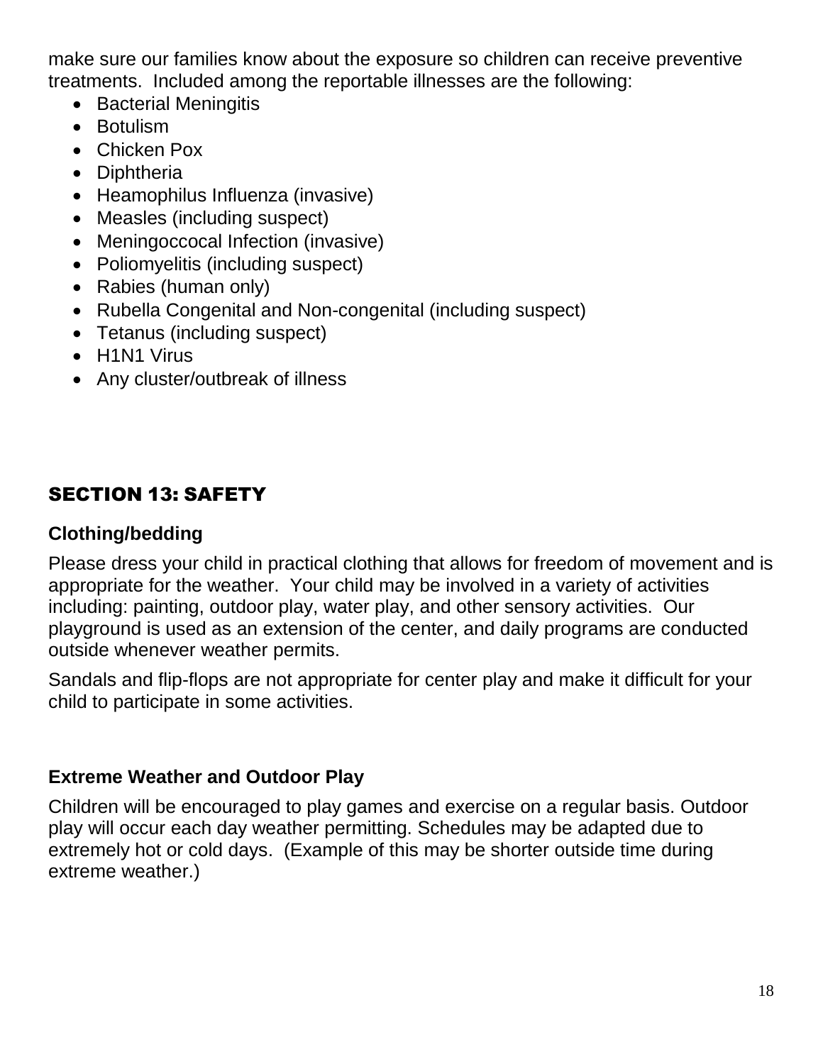make sure our families know about the exposure so children can receive preventive treatments.  Included among the reportable illnesses are the following:

- Bacterial Meningitis
- Botulism
- Chicken Pox
- Diphtheria
- Heamophilus Influenza (invasive)
- Measles (including suspect)
- Meningoccocal Infection (invasive)
- Poliomyelitis (including suspect)
- Rabies (human only)
- Rubella Congenital and Non-congenital (including suspect)
- Tetanus (including suspect)
- H1N1 Virus
- Any cluster/outbreak of illness

## SECTION 13: SAFETY

### Clothing/bedding

Please dress your child in practical clothing that allows for freedom of movement and is appropriate for the weather.  Your child may be involved in a variety of activities including: painting, outdoor play, water play, and other sensory activities.  Our playground is used as an extension of the center, and daily programs are conducted outside whenever weather permits.

Sandals and flip-flops are not appropriate for center play and make it difficult for your child to participate in some activities.

### Extreme Weather and Outdoor Play

Children will be encouraged to play games and exercise on a regular basis. Outdoor play will occur each day weather permitting. Schedules may be adapted due to extremely hot or cold days.  (Example of this may be shorter outside time during extreme weather.)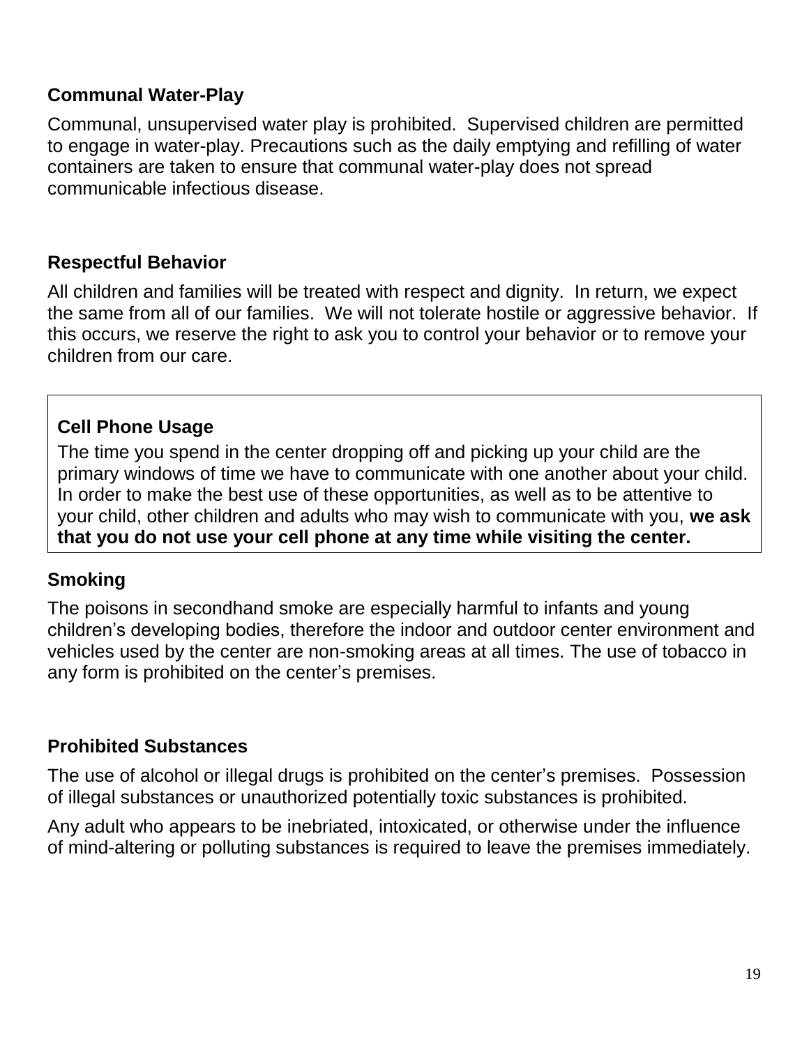### Communal Water-Play

Communal, unsupervised water play is prohibited. Supervised children are permitted to engage in water-play. Precautions such as the daily emptying and refilling of water containers are taken to ensure that communal water-play does not spread communicable infectious disease.

### Respectful Behavior

All children and families will be treated with respect and dignity. In return, we expect the same from all of our families. We will not tolerate hostile or aggressive behavior. If this occurs, we reserve the right to ask you to control your behavior or to remove your children from our care.

### Cell Phone Usage

The time you spend in the center dropping off and picking up your child are the primary windows of time we have to communicate with one another about your child. In order to make the best use of these opportunities, as well as to be attentive to your child, other children and adults who may wish to communicate with you, **we ask that you do not use your cell phone at any time while visiting the center.**

### Smoking

The poisons in secondhand smoke are especially harmful to infants and young children's developing bodies, therefore the indoor and outdoor center environment and vehicles used by the center are non-smoking areas at all times. The use of tobacco in any form is prohibited on the center's premises.

### Prohibited Substances

The use of alcohol or illegal drugs is prohibited on the center's premises. Possession of illegal substances or unauthorized potentially toxic substances is prohibited.

Any adult who appears to be inebriated, intoxicated, or otherwise under the influence of mind-altering or polluting substances is required to leave the premises immediately.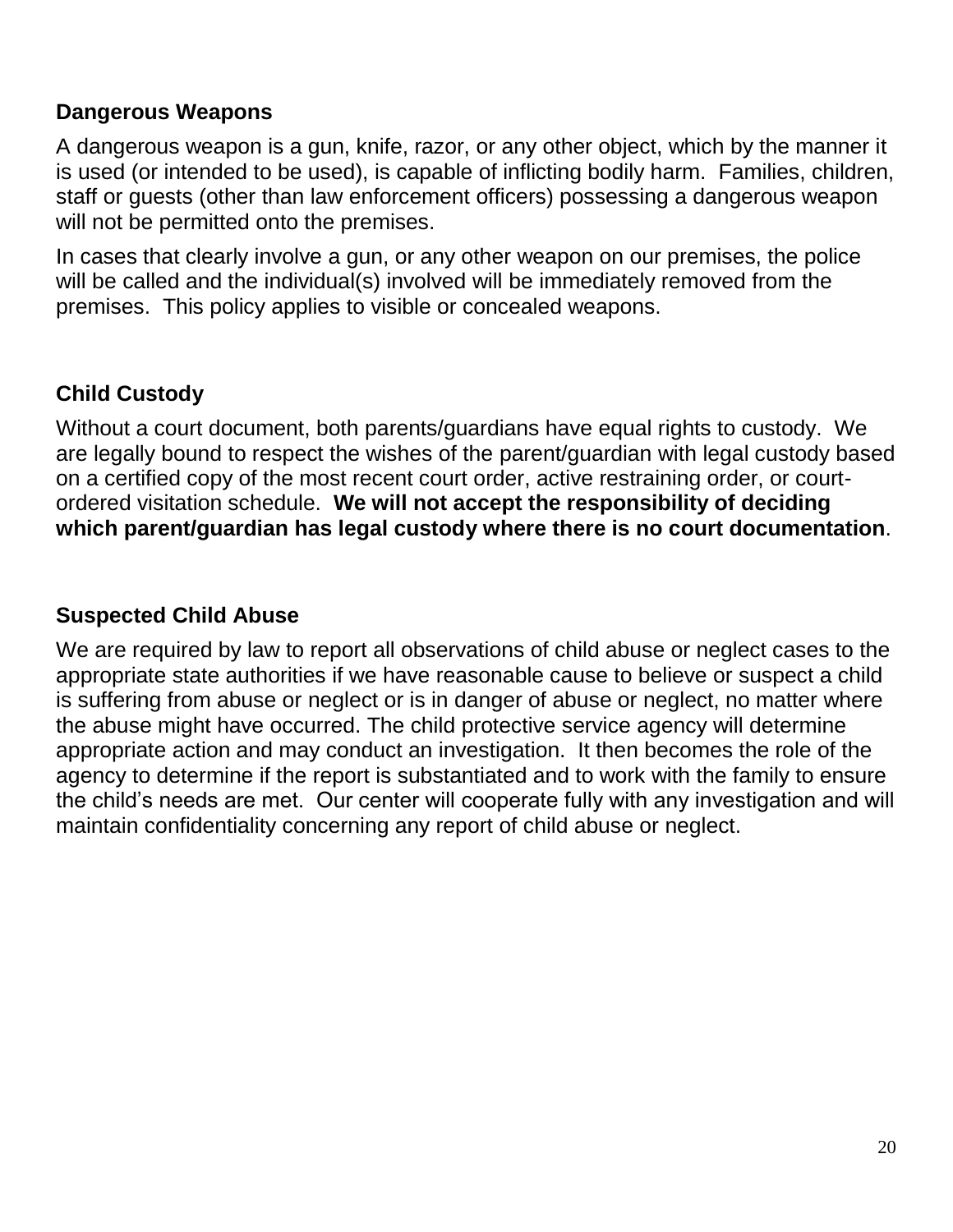### Dangerous Weapons

A dangerous weapon is a gun, knife, razor, or any other object, which by the manner it is used (or intended to be used), is capable of inflicting bodily harm. Families, children, staff or guests (other than law enforcement officers) possessing a dangerous weapon will not be permitted onto the premises.

In cases that clearly involve a gun, or any other weapon on our premises, the police will be called and the individual(s) involved will be immediately removed from the premises. This policy applies to visible or concealed weapons.

### Child Custody

Without a court document, both parents/guardians have equal rights to custody. We are legally bound to respect the wishes of the parent/guardian with legal custody based on a certified copy of the most recent court order, active restraining order, or court-ordered visitation schedule. **We will not accept the responsibility of deciding which parent/guardian has legal custody where there is no court documentation**.

### Suspected Child Abuse

We are required by law to report all observations of child abuse or neglect cases to the appropriate state authorities if we have reasonable cause to believe or suspect a child is suffering from abuse or neglect or is in danger of abuse or neglect, no matter where the abuse might have occurred. The child protective service agency will determine appropriate action and may conduct an investigation. It then becomes the role of the agency to determine if the report is substantiated and to work with the family to ensure the child's needs are met. Our center will cooperate fully with any investigation and will maintain confidentiality concerning any report of child abuse or neglect.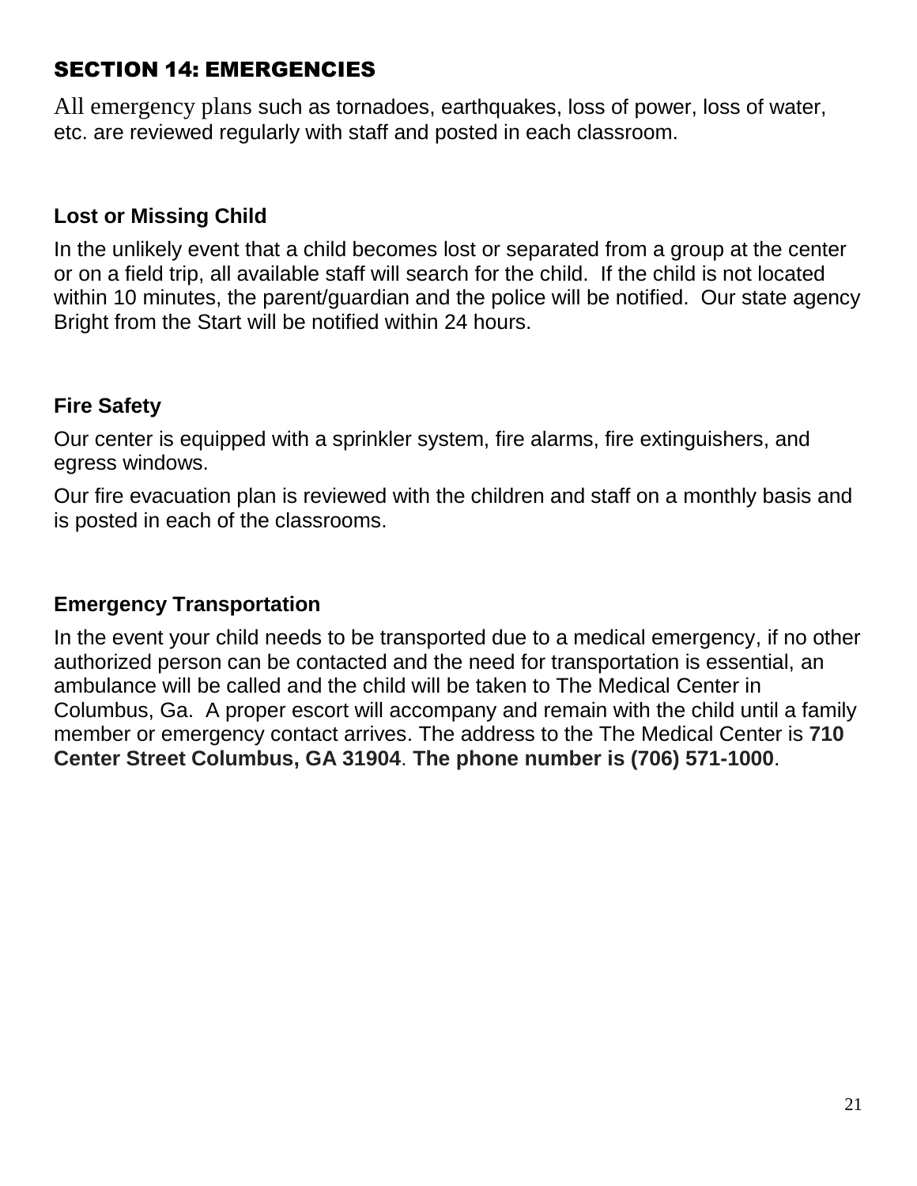## SECTION 14: EMERGENCIES

All emergency plans such as tornadoes, earthquakes, loss of power, loss of water, etc. are reviewed regularly with staff and posted in each classroom.

### Lost or Missing Child

In the unlikely event that a child becomes lost or separated from a group at the center or on a field trip, all available staff will search for the child. If the child is not located within 10 minutes, the parent/guardian and the police will be notified. Our state agency Bright from the Start will be notified within 24 hours.

### Fire Safety

Our center is equipped with a sprinkler system, fire alarms, fire extinguishers, and egress windows.

Our fire evacuation plan is reviewed with the children and staff on a monthly basis and is posted in each of the classrooms.

### Emergency Transportation

In the event your child needs to be transported due to a medical emergency, if no other authorized person can be contacted and the need for transportation is essential, an ambulance will be called and the child will be taken to The Medical Center in Columbus, Ga. A proper escort will accompany and remain with the child until a family member or emergency contact arrives. The address to the The Medical Center is **710 Center Street Columbus, GA 31904**. **The phone number is (706) 571-1000**.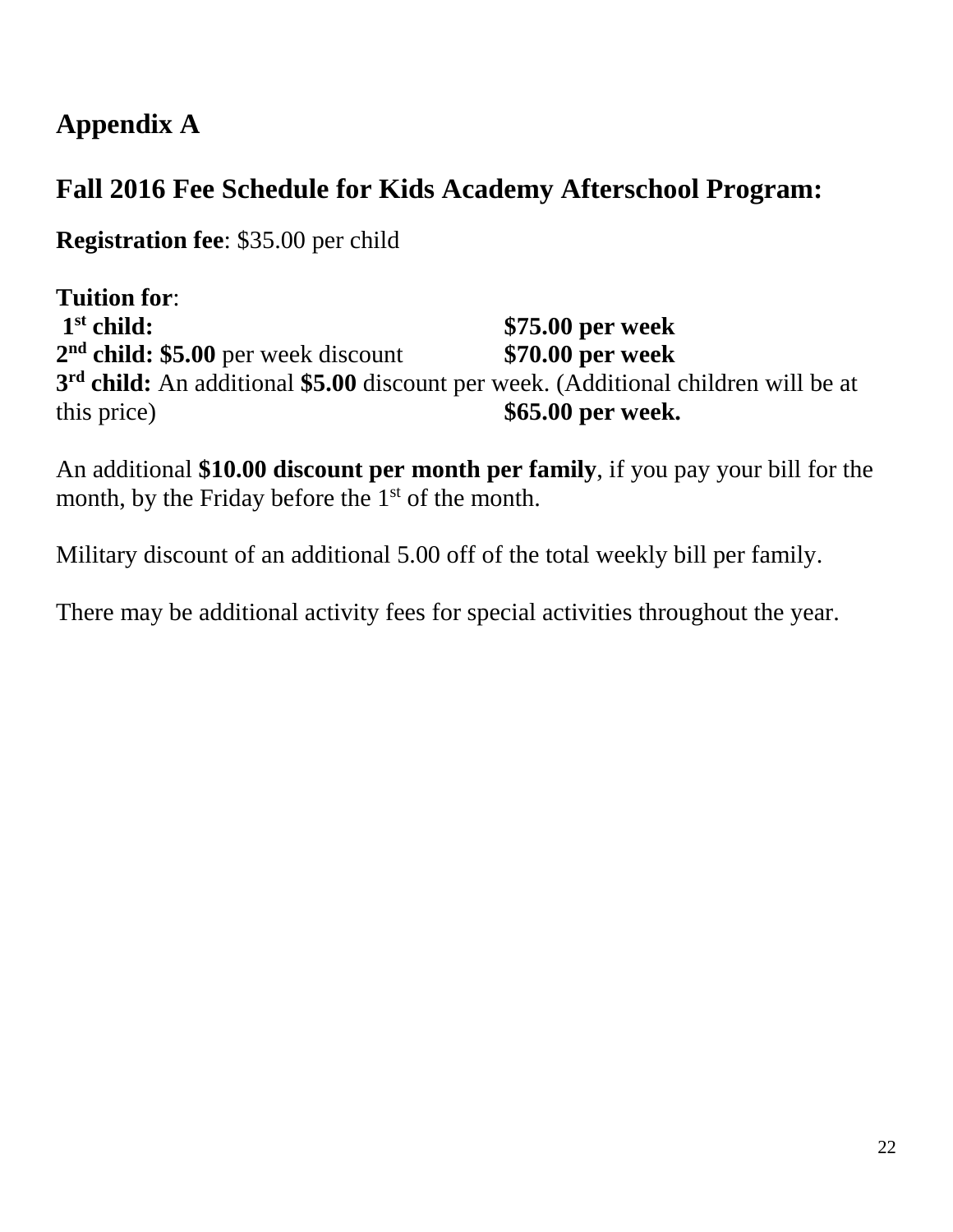# Appendix A

## Fall 2016 Fee Schedule for Kids Academy Afterschool Program:

**Registration fee**: $35.00 per child

**Tuition for**:
**1st child:** **$75.00 per week**
**2nd child: $5.00** per week discount **$70.00 per week**
**3rd child:** An additional **$5.00** discount per week. (Additional children will be at this price) **$65.00 per week.**

An additional **$10.00 discount per month per family**, if you pay your bill for the month, by the Friday before the 1st of the month.

Military discount of an additional 5.00 off of the total weekly bill per family.

There may be additional activity fees for special activities throughout the year.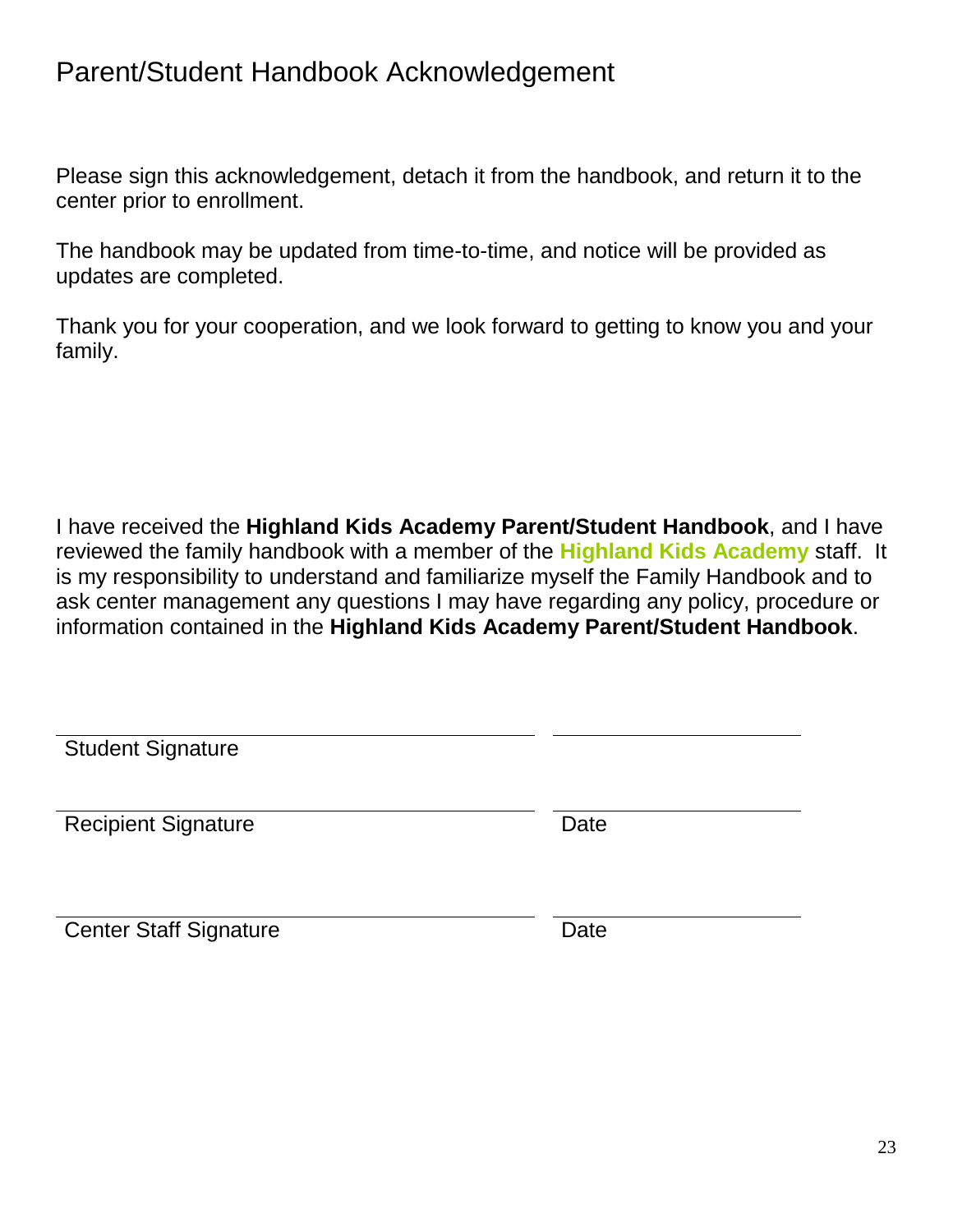# Parent/Student Handbook Acknowledgement

Please sign this acknowledgement, detach it from the handbook, and return it to the center prior to enrollment.

The handbook may be updated from time-to-time, and notice will be provided as updates are completed.

Thank you for your cooperation, and we look forward to getting to know you and your family.

I have received the **Highland Kids Academy Parent/Student Handbook**, and I have reviewed the family handbook with a member of the **Highland Kids Academy** staff. It is my responsibility to understand and familiarize myself the Family Handbook and to ask center management any questions I may have regarding any policy, procedure or information contained in the **Highland Kids Academy Parent/Student Handbook**.

\_\_\_\_\_\_\_\_\_\_\_\_\_\_\_\_\_\_\_\_\_\_\_\_\_\_\_\_\_\_\_\_\_\_ \_\_\_\_\_\_\_\_\_\_\_\_\_\_\_\_\_\_
Student Signature

\_\_\_\_\_\_\_\_\_\_\_\_\_\_\_\_\_\_\_\_\_\_\_\_\_\_\_\_\_\_\_\_\_\_ \_\_\_\_\_\_\_\_\_\_\_\_\_\_\_\_\_\_
Recipient Signature Date

\_\_\_\_\_\_\_\_\_\_\_\_\_\_\_\_\_\_\_\_\_\_\_\_\_\_\_\_\_\_\_\_\_\_ \_\_\_\_\_\_\_\_\_\_\_\_\_\_\_\_\_\_
Center Staff Signature Date